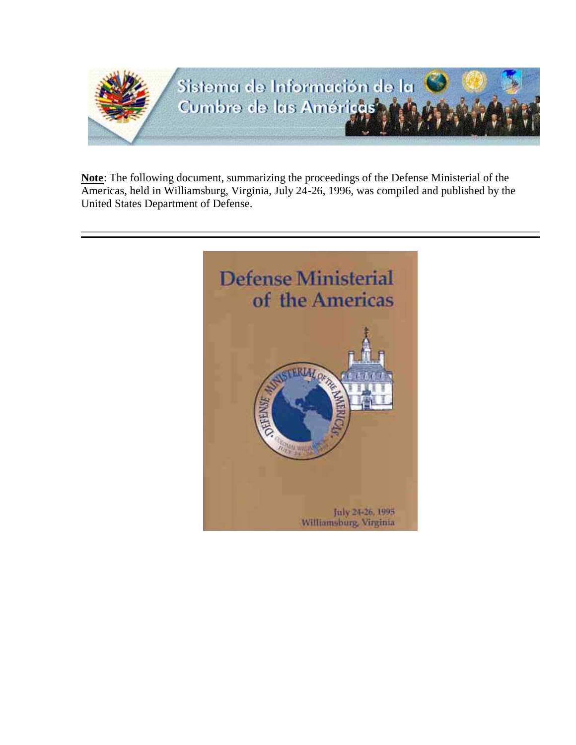Sistema de Información de la Cumbre de las Américas

**Note**: The following document, summarizing the proceedings of the Defense Ministerial of the Americas, held in Williamsburg, Virginia, July 24-26, 1996, was compiled and published by the United States Department of Defense.

---

# Defense Ministerial of the Americas

July 24-26, 1995
Williamsburg, Virginia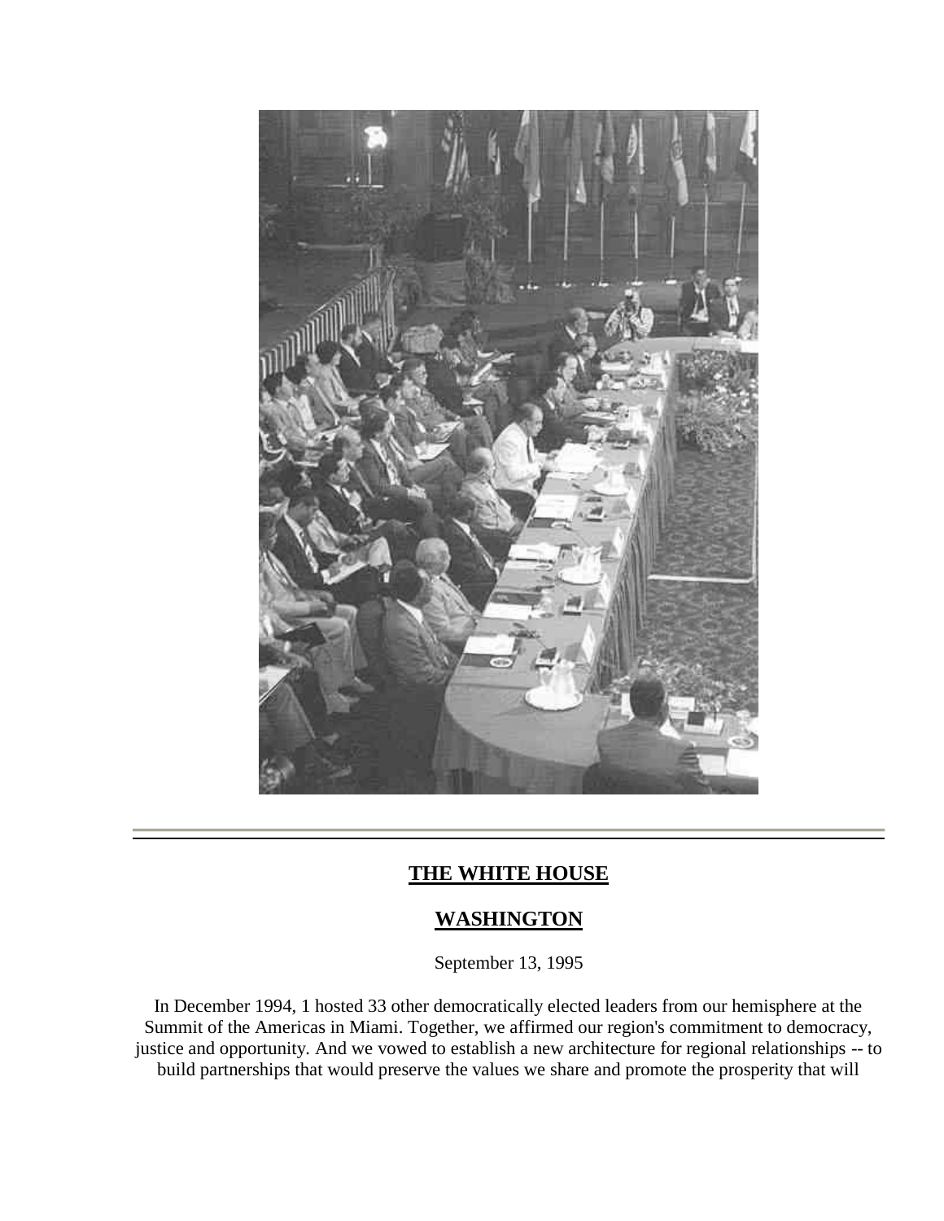**THE WHITE HOUSE**

**WASHINGTON**

September 13, 1995

In December 1994, 1 hosted 33 other democratically elected leaders from our hemisphere at the Summit of the Americas in Miami. Together, we affirmed our region's commitment to democracy, justice and opportunity. And we vowed to establish a new architecture for regional relationships -- to build partnerships that would preserve the values we share and promote the prosperity that will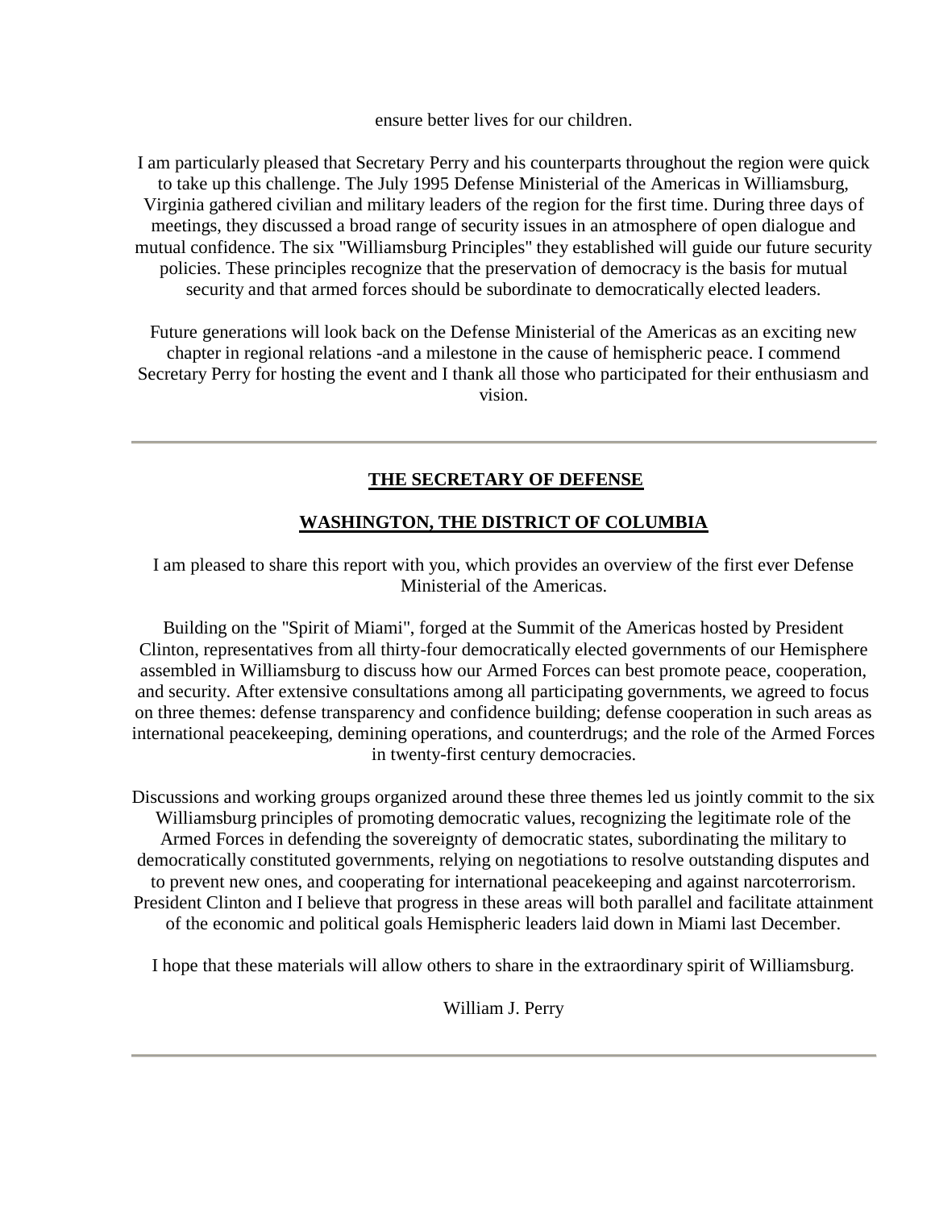ensure better lives for our children.

I am particularly pleased that Secretary Perry and his counterparts throughout the region were quick to take up this challenge. The July 1995 Defense Ministerial of the Americas in Williamsburg, Virginia gathered civilian and military leaders of the region for the first time. During three days of meetings, they discussed a broad range of security issues in an atmosphere of open dialogue and mutual confidence. The six "Williamsburg Principles" they established will guide our future security policies. These principles recognize that the preservation of democracy is the basis for mutual security and that armed forces should be subordinate to democratically elected leaders.

Future generations will look back on the Defense Ministerial of the Americas as an exciting new chapter in regional relations -and a milestone in the cause of hemispheric peace. I commend Secretary Perry for hosting the event and I thank all those who participated for their enthusiasm and vision.

---

**THE SECRETARY OF DEFENSE**

**WASHINGTON, THE DISTRICT OF COLUMBIA**

I am pleased to share this report with you, which provides an overview of the first ever Defense Ministerial of the Americas.

Building on the "Spirit of Miami", forged at the Summit of the Americas hosted by President Clinton, representatives from all thirty-four democratically elected governments of our Hemisphere assembled in Williamsburg to discuss how our Armed Forces can best promote peace, cooperation, and security. After extensive consultations among all participating governments, we agreed to focus on three themes: defense transparency and confidence building; defense cooperation in such areas as international peacekeeping, demining operations, and counterdrugs; and the role of the Armed Forces in twenty-first century democracies.

Discussions and working groups organized around these three themes led us jointly commit to the six Williamsburg principles of promoting democratic values, recognizing the legitimate role of the Armed Forces in defending the sovereignty of democratic states, subordinating the military to democratically constituted governments, relying on negotiations to resolve outstanding disputes and to prevent new ones, and cooperating for international peacekeeping and against narcoterrorism. President Clinton and I believe that progress in these areas will both parallel and facilitate attainment of the economic and political goals Hemispheric leaders laid down in Miami last December.

I hope that these materials will allow others to share in the extraordinary spirit of Williamsburg.

William J. Perry

---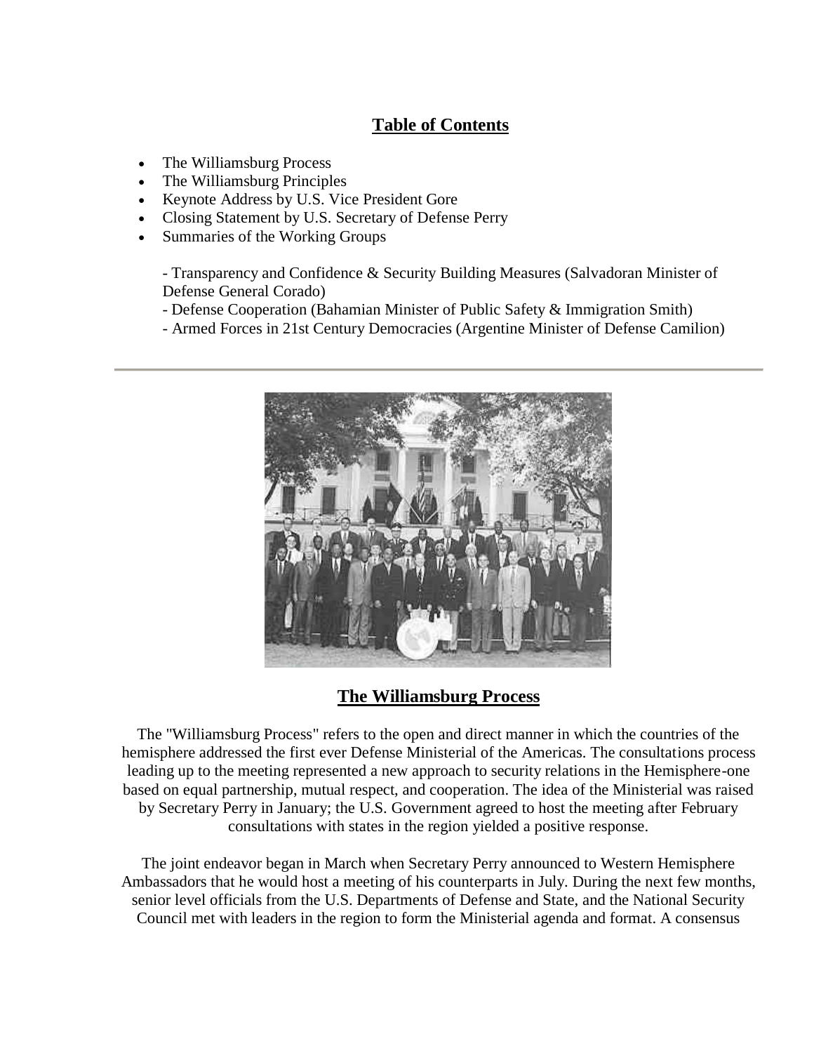## Table of Contents

- The Williamsburg Process
- The Williamsburg Principles
- Keynote Address by U.S. Vice President Gore
- Closing Statement by U.S. Secretary of Defense Perry
- Summaries of the Working Groups

  - Transparency and Confidence & Security Building Measures (Salvadoran Minister of Defense General Corado)
  - Defense Cooperation (Bahamian Minister of Public Safety & Immigration Smith)
  - Armed Forces in 21st Century Democracies (Argentine Minister of Defense Camilion)

---

## The Williamsburg Process

The "Williamsburg Process" refers to the open and direct manner in which the countries of the hemisphere addressed the first ever Defense Ministerial of the Americas. The consultations process leading up to the meeting represented a new approach to security relations in the Hemisphere-one based on equal partnership, mutual respect, and cooperation. The idea of the Ministerial was raised by Secretary Perry in January; the U.S. Government agreed to host the meeting after February consultations with states in the region yielded a positive response.

The joint endeavor began in March when Secretary Perry announced to Western Hemisphere Ambassadors that he would host a meeting of his counterparts in July. During the next few months, senior level officials from the U.S. Departments of Defense and State, and the National Security Council met with leaders in the region to form the Ministerial agenda and format. A consensus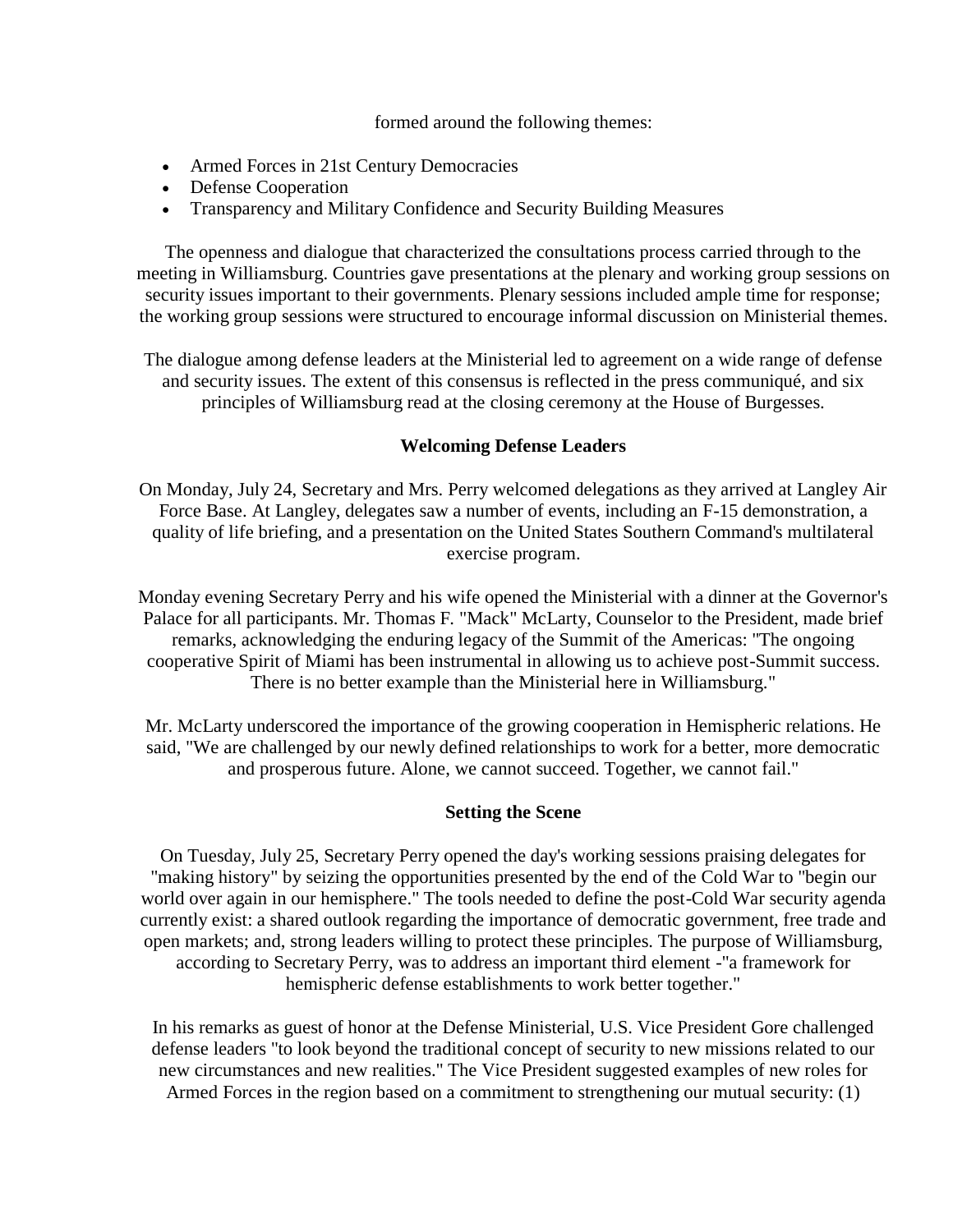formed around the following themes:

- Armed Forces in 21st Century Democracies
- Defense Cooperation
- Transparency and Military Confidence and Security Building Measures

The openness and dialogue that characterized the consultations process carried through to the meeting in Williamsburg. Countries gave presentations at the plenary and working group sessions on security issues important to their governments. Plenary sessions included ample time for response; the working group sessions were structured to encourage informal discussion on Ministerial themes.

The dialogue among defense leaders at the Ministerial led to agreement on a wide range of defense and security issues. The extent of this consensus is reflected in the press communiqué, and six principles of Williamsburg read at the closing ceremony at the House of Burgesses.

**Welcoming Defense Leaders**

On Monday, July 24, Secretary and Mrs. Perry welcomed delegations as they arrived at Langley Air Force Base. At Langley, delegates saw a number of events, including an F-15 demonstration, a quality of life briefing, and a presentation on the United States Southern Command's multilateral exercise program.

Monday evening Secretary Perry and his wife opened the Ministerial with a dinner at the Governor's Palace for all participants. Mr. Thomas F. "Mack" McLarty, Counselor to the President, made brief remarks, acknowledging the enduring legacy of the Summit of the Americas: "The ongoing cooperative Spirit of Miami has been instrumental in allowing us to achieve post-Summit success. There is no better example than the Ministerial here in Williamsburg."

Mr. McLarty underscored the importance of the growing cooperation in Hemispheric relations. He said, "We are challenged by our newly defined relationships to work for a better, more democratic and prosperous future. Alone, we cannot succeed. Together, we cannot fail."

**Setting the Scene**

On Tuesday, July 25, Secretary Perry opened the day's working sessions praising delegates for "making history" by seizing the opportunities presented by the end of the Cold War to "begin our world over again in our hemisphere." The tools needed to define the post-Cold War security agenda currently exist: a shared outlook regarding the importance of democratic government, free trade and open markets; and, strong leaders willing to protect these principles. The purpose of Williamsburg, according to Secretary Perry, was to address an important third element -"a framework for hemispheric defense establishments to work better together."

In his remarks as guest of honor at the Defense Ministerial, U.S. Vice President Gore challenged defense leaders "to look beyond the traditional concept of security to new missions related to our new circumstances and new realities." The Vice President suggested examples of new roles for Armed Forces in the region based on a commitment to strengthening our mutual security: (1)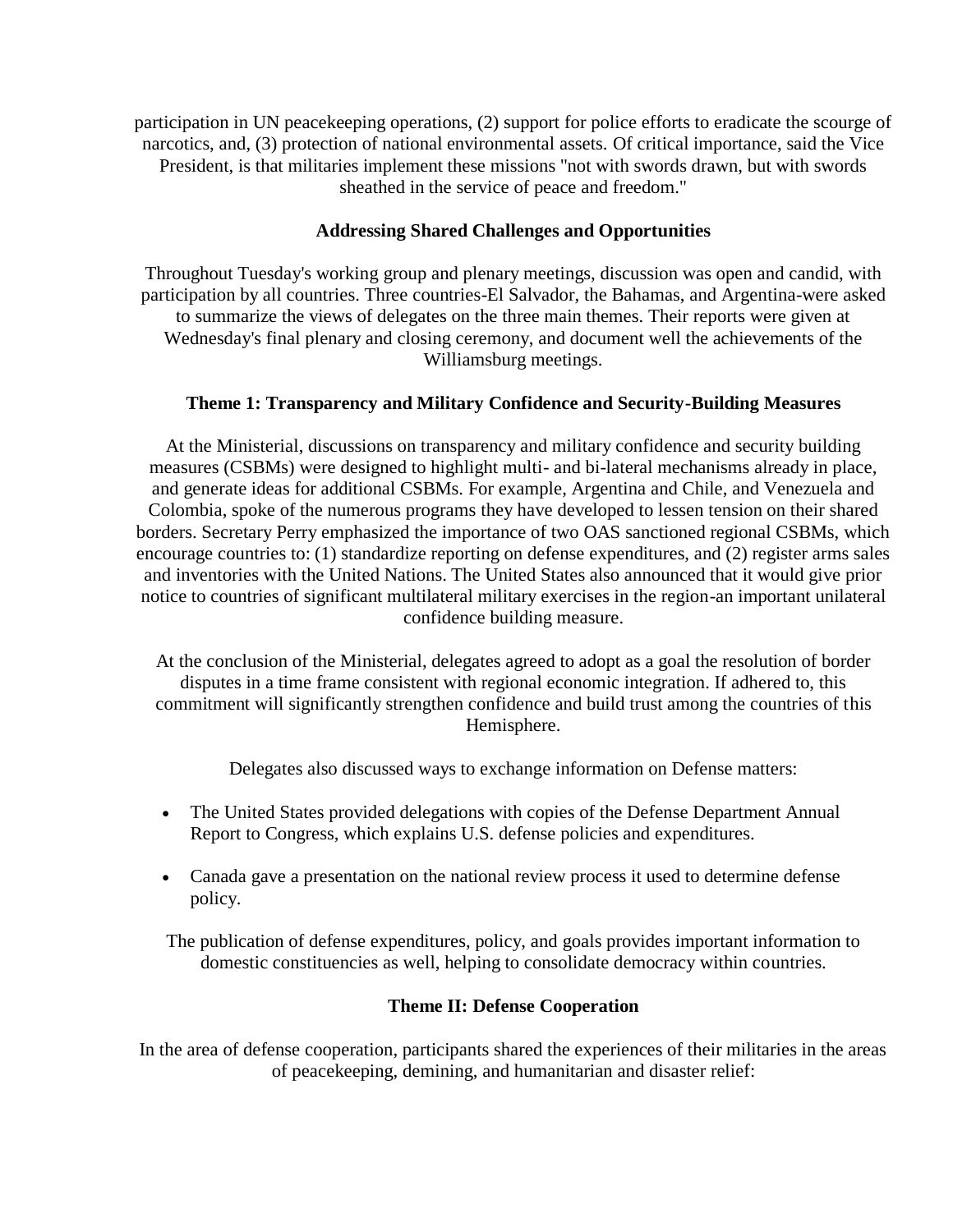participation in UN peacekeeping operations, (2) support for police efforts to eradicate the scourge of narcotics, and, (3) protection of national environmental assets. Of critical importance, said the Vice President, is that militaries implement these missions "not with swords drawn, but with swords sheathed in the service of peace and freedom."

## Addressing Shared Challenges and Opportunities

Throughout Tuesday's working group and plenary meetings, discussion was open and candid, with participation by all countries. Three countries-El Salvador, the Bahamas, and Argentina-were asked to summarize the views of delegates on the three main themes. Their reports were given at Wednesday's final plenary and closing ceremony, and document well the achievements of the Williamsburg meetings.

### Theme 1: Transparency and Military Confidence and Security-Building Measures

At the Ministerial, discussions on transparency and military confidence and security building measures (CSBMs) were designed to highlight multi- and bi-lateral mechanisms already in place, and generate ideas for additional CSBMs. For example, Argentina and Chile, and Venezuela and Colombia, spoke of the numerous programs they have developed to lessen tension on their shared borders. Secretary Perry emphasized the importance of two OAS sanctioned regional CSBMs, which encourage countries to: (1) standardize reporting on defense expenditures, and (2) register arms sales and inventories with the United Nations. The United States also announced that it would give prior notice to countries of significant multilateral military exercises in the region-an important unilateral confidence building measure.

At the conclusion of the Ministerial, delegates agreed to adopt as a goal the resolution of border disputes in a time frame consistent with regional economic integration. If adhered to, this commitment will significantly strengthen confidence and build trust among the countries of this Hemisphere.

Delegates also discussed ways to exchange information on Defense matters:

- The United States provided delegations with copies of the Defense Department Annual Report to Congress, which explains U.S. defense policies and expenditures.
- Canada gave a presentation on the national review process it used to determine defense policy.

The publication of defense expenditures, policy, and goals provides important information to domestic constituencies as well, helping to consolidate democracy within countries.

### Theme II: Defense Cooperation

In the area of defense cooperation, participants shared the experiences of their militaries in the areas of peacekeeping, demining, and humanitarian and disaster relief: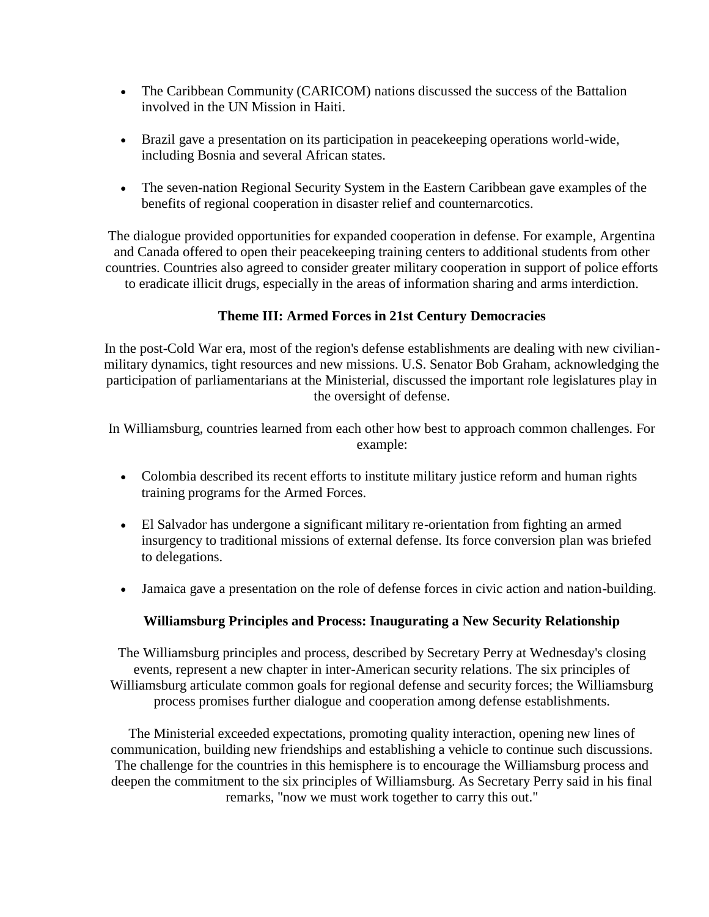- The Caribbean Community (CARICOM) nations discussed the success of the Battalion involved in the UN Mission in Haiti.
- Brazil gave a presentation on its participation in peacekeeping operations world-wide, including Bosnia and several African states.
- The seven-nation Regional Security System in the Eastern Caribbean gave examples of the benefits of regional cooperation in disaster relief and counternarcotics.

The dialogue provided opportunities for expanded cooperation in defense. For example, Argentina and Canada offered to open their peacekeeping training centers to additional students from other countries. Countries also agreed to consider greater military cooperation in support of police efforts to eradicate illicit drugs, especially in the areas of information sharing and arms interdiction.

### Theme III: Armed Forces in 21st Century Democracies

In the post-Cold War era, most of the region's defense establishments are dealing with new civilian-military dynamics, tight resources and new missions. U.S. Senator Bob Graham, acknowledging the participation of parliamentarians at the Ministerial, discussed the important role legislatures play in the oversight of defense.

In Williamsburg, countries learned from each other how best to approach common challenges. For example:

- Colombia described its recent efforts to institute military justice reform and human rights training programs for the Armed Forces.
- El Salvador has undergone a significant military re-orientation from fighting an armed insurgency to traditional missions of external defense. Its force conversion plan was briefed to delegations.
- Jamaica gave a presentation on the role of defense forces in civic action and nation-building.

### Williamsburg Principles and Process: Inaugurating a New Security Relationship

The Williamsburg principles and process, described by Secretary Perry at Wednesday's closing events, represent a new chapter in inter-American security relations. The six principles of Williamsburg articulate common goals for regional defense and security forces; the Williamsburg process promises further dialogue and cooperation among defense establishments.

The Ministerial exceeded expectations, promoting quality interaction, opening new lines of communication, building new friendships and establishing a vehicle to continue such discussions. The challenge for the countries in this hemisphere is to encourage the Williamsburg process and deepen the commitment to the six principles of Williamsburg. As Secretary Perry said in his final remarks, "now we must work together to carry this out."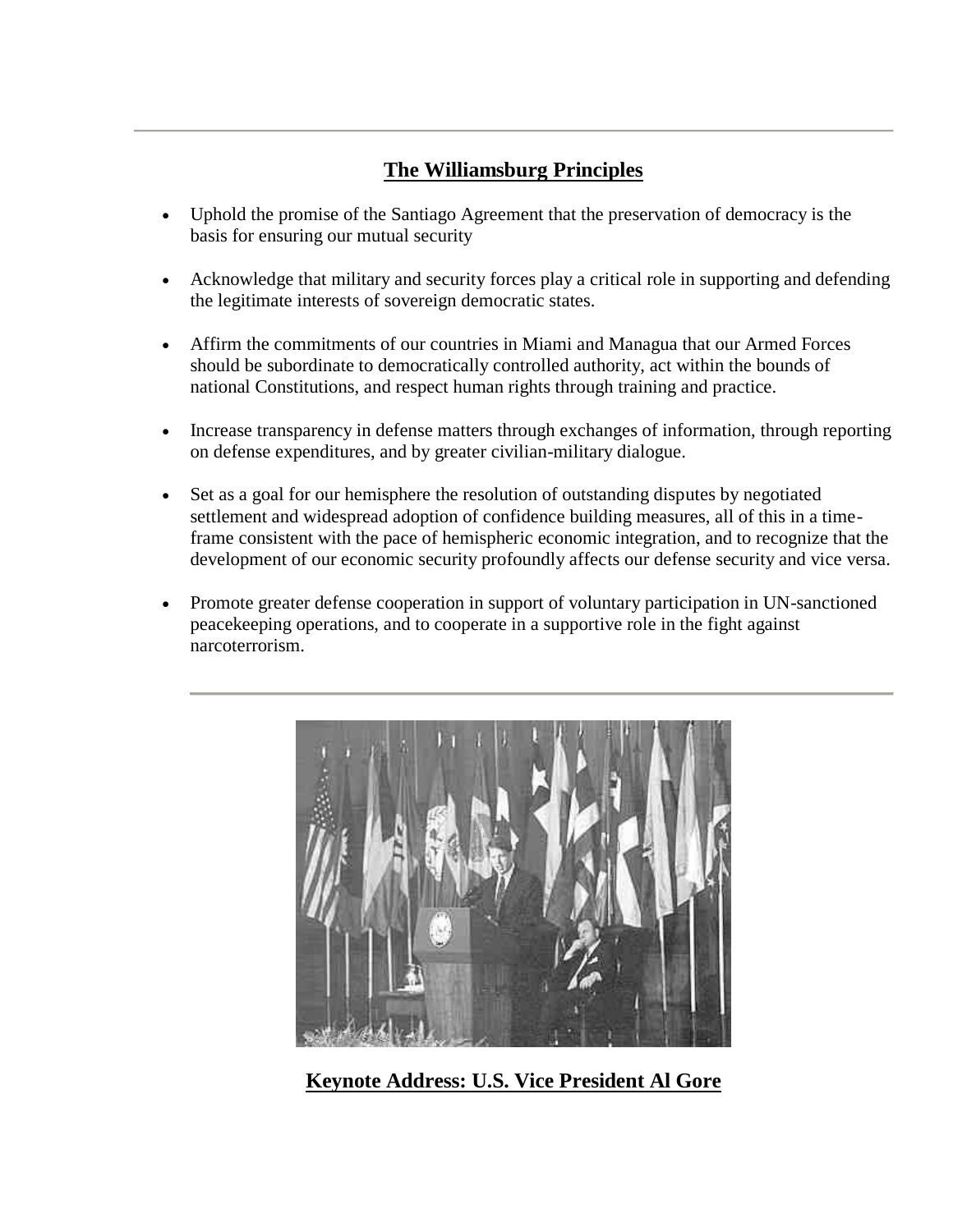## The Williamsburg Principles

- Uphold the promise of the Santiago Agreement that the preservation of democracy is the basis for ensuring our mutual security
- Acknowledge that military and security forces play a critical role in supporting and defending the legitimate interests of sovereign democratic states.
- Affirm the commitments of our countries in Miami and Managua that our Armed Forces should be subordinate to democratically controlled authority, act within the bounds of national Constitutions, and respect human rights through training and practice.
- Increase transparency in defense matters through exchanges of information, through reporting on defense expenditures, and by greater civilian-military dialogue.
- Set as a goal for our hemisphere the resolution of outstanding disputes by negotiated settlement and widespread adoption of confidence building measures, all of this in a time-frame consistent with the pace of hemispheric economic integration, and to recognize that the development of our economic security profoundly affects our defense security and vice versa.
- Promote greater defense cooperation in support of voluntary participation in UN-sanctioned peacekeeping operations, and to cooperate in a supportive role in the fight against narcoterrorism.

---

## Keynote Address: U.S. Vice President Al Gore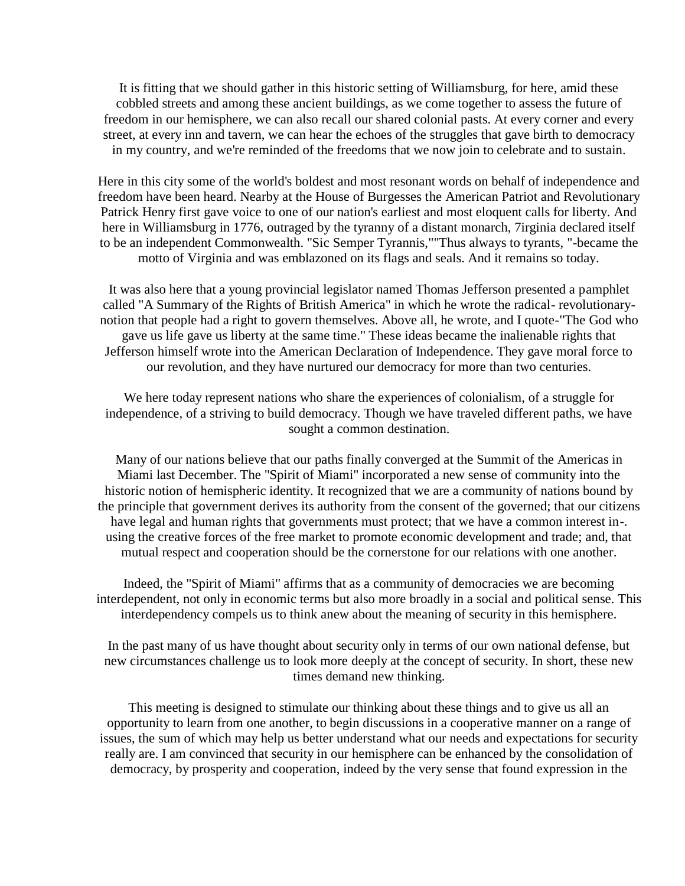It is fitting that we should gather in this historic setting of Williamsburg, for here, amid these cobbled streets and among these ancient buildings, as we come together to assess the future of freedom in our hemisphere, we can also recall our shared colonial pasts. At every corner and every street, at every inn and tavern, we can hear the echoes of the struggles that gave birth to democracy in my country, and we're reminded of the freedoms that we now join to celebrate and to sustain.

Here in this city some of the world's boldest and most resonant words on behalf of independence and freedom have been heard. Nearby at the House of Burgesses the American Patriot and Revolutionary Patrick Henry first gave voice to one of our nation's earliest and most eloquent calls for liberty. And here in Williamsburg in 1776, outraged by the tyranny of a distant monarch, 7irginia declared itself to be an independent Commonwealth. "Sic Semper Tyrannis,""Thus always to tyrants, "-became the motto of Virginia and was emblazoned on its flags and seals. And it remains so today.

It was also here that a young provincial legislator named Thomas Jefferson presented a pamphlet called "A Summary of the Rights of British America" in which he wrote the radical- revolutionary-notion that people had a right to govern themselves. Above all, he wrote, and I quote-"The God who gave us life gave us liberty at the same time." These ideas became the inalienable rights that Jefferson himself wrote into the American Declaration of Independence. They gave moral force to our revolution, and they have nurtured our democracy for more than two centuries.

We here today represent nations who share the experiences of colonialism, of a struggle for independence, of a striving to build democracy. Though we have traveled different paths, we have sought a common destination.

Many of our nations believe that our paths finally converged at the Summit of the Americas in Miami last December. The "Spirit of Miami" incorporated a new sense of community into the historic notion of hemispheric identity. It recognized that we are a community of nations bound by the principle that government derives its authority from the consent of the governed; that our citizens have legal and human rights that governments must protect; that we have a common interest in-. using the creative forces of the free market to promote economic development and trade; and, that mutual respect and cooperation should be the cornerstone for our relations with one another.

Indeed, the "Spirit of Miami" affirms that as a community of democracies we are becoming interdependent, not only in economic terms but also more broadly in a social and political sense. This interdependency compels us to think anew about the meaning of security in this hemisphere.

In the past many of us have thought about security only in terms of our own national defense, but new circumstances challenge us to look more deeply at the concept of security. In short, these new times demand new thinking.

This meeting is designed to stimulate our thinking about these things and to give us all an opportunity to learn from one another, to begin discussions in a cooperative manner on a range of issues, the sum of which may help us better understand what our needs and expectations for security really are. I am convinced that security in our hemisphere can be enhanced by the consolidation of democracy, by prosperity and cooperation, indeed by the very sense that found expression in the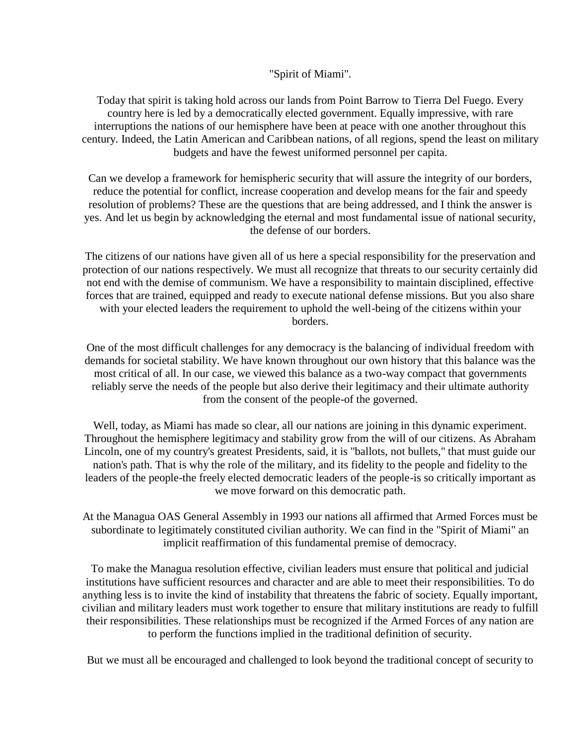"Spirit of Miami".

Today that spirit is taking hold across our lands from Point Barrow to Tierra Del Fuego. Every country here is led by a democratically elected government. Equally impressive, with rare interruptions the nations of our hemisphere have been at peace with one another throughout this century. Indeed, the Latin American and Caribbean nations, of all regions, spend the least on military budgets and have the fewest uniformed personnel per capita.

Can we develop a framework for hemispheric security that will assure the integrity of our borders, reduce the potential for conflict, increase cooperation and develop means for the fair and speedy resolution of problems? These are the questions that are being addressed, and I think the answer is yes. And let us begin by acknowledging the eternal and most fundamental issue of national security, the defense of our borders.

The citizens of our nations have given all of us here a special responsibility for the preservation and protection of our nations respectively. We must all recognize that threats to our security certainly did not end with the demise of communism. We have a responsibility to maintain disciplined, effective forces that are trained, equipped and ready to execute national defense missions. But you also share with your elected leaders the requirement to uphold the well-being of the citizens within your borders.

One of the most difficult challenges for any democracy is the balancing of individual freedom with demands for societal stability. We have known throughout our own history that this balance was the most critical of all. In our case, we viewed this balance as a two-way compact that governments reliably serve the needs of the people but also derive their legitimacy and their ultimate authority from the consent of the people-of the governed.

Well, today, as Miami has made so clear, all our nations are joining in this dynamic experiment. Throughout the hemisphere legitimacy and stability grow from the will of our citizens. As Abraham Lincoln, one of my country's greatest Presidents, said, it is "ballots, not bullets," that must guide our nation's path. That is why the role of the military, and its fidelity to the people and fidelity to the leaders of the people-the freely elected democratic leaders of the people-is so critically important as we move forward on this democratic path.

At the Managua OAS General Assembly in 1993 our nations all affirmed that Armed Forces must be subordinate to legitimately constituted civilian authority. We can find in the "Spirit of Miami" an implicit reaffirmation of this fundamental premise of democracy.

To make the Managua resolution effective, civilian leaders must ensure that political and judicial institutions have sufficient resources and character and are able to meet their responsibilities. To do anything less is to invite the kind of instability that threatens the fabric of society. Equally important, civilian and military leaders must work together to ensure that military institutions are ready to fulfill their responsibilities. These relationships must be recognized if the Armed Forces of any nation are to perform the functions implied in the traditional definition of security.

But we must all be encouraged and challenged to look beyond the traditional concept of security to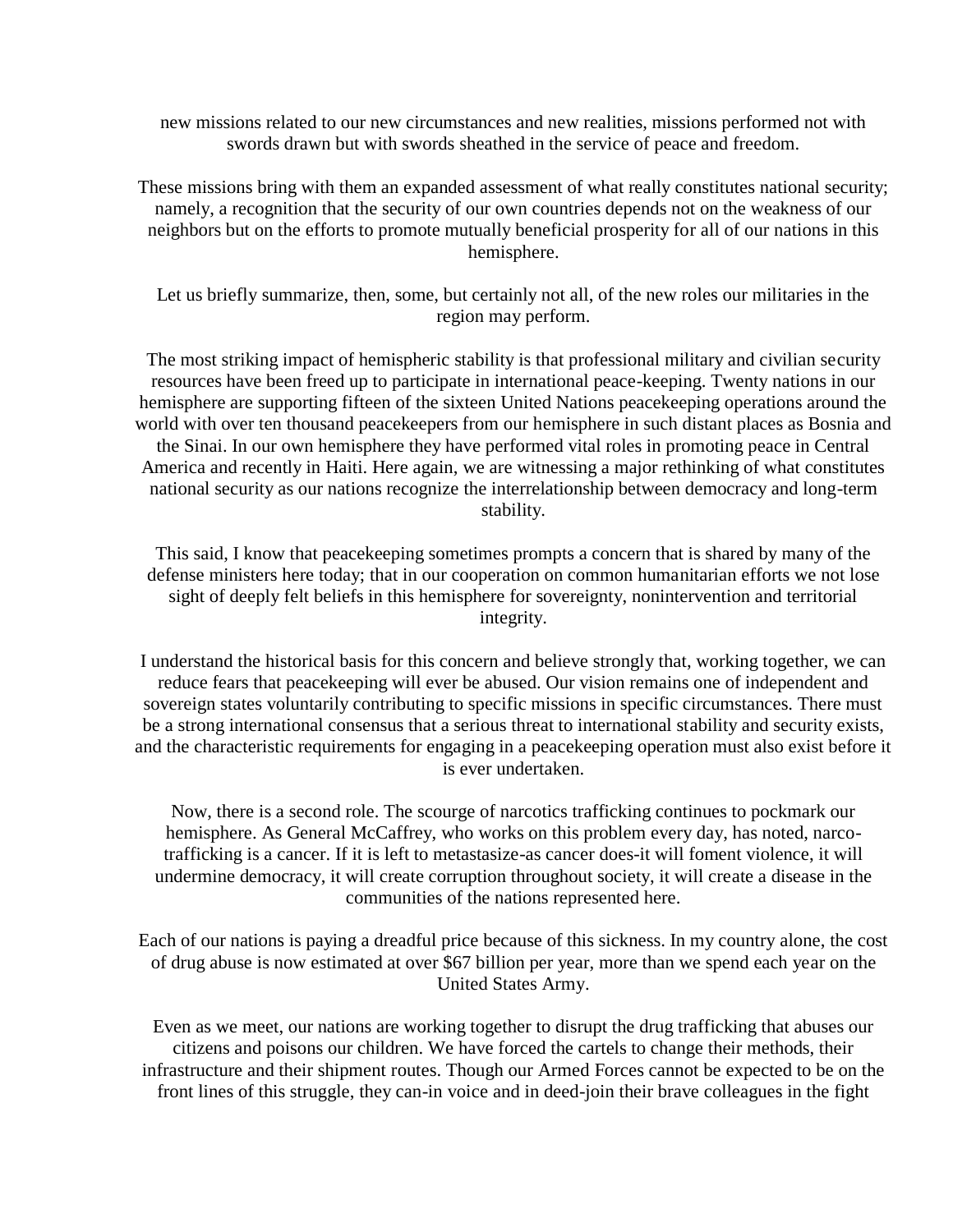new missions related to our new circumstances and new realities, missions performed not with swords drawn but with swords sheathed in the service of peace and freedom.

These missions bring with them an expanded assessment of what really constitutes national security; namely, a recognition that the security of our own countries depends not on the weakness of our neighbors but on the efforts to promote mutually beneficial prosperity for all of our nations in this hemisphere.

Let us briefly summarize, then, some, but certainly not all, of the new roles our militaries in the region may perform.

The most striking impact of hemispheric stability is that professional military and civilian security resources have been freed up to participate in international peace-keeping. Twenty nations in our hemisphere are supporting fifteen of the sixteen United Nations peacekeeping operations around the world with over ten thousand peacekeepers from our hemisphere in such distant places as Bosnia and the Sinai. In our own hemisphere they have performed vital roles in promoting peace in Central America and recently in Haiti. Here again, we are witnessing a major rethinking of what constitutes national security as our nations recognize the interrelationship between democracy and long-term stability.

This said, I know that peacekeeping sometimes prompts a concern that is shared by many of the defense ministers here today; that in our cooperation on common humanitarian efforts we not lose sight of deeply felt beliefs in this hemisphere for sovereignty, nonintervention and territorial integrity.

I understand the historical basis for this concern and believe strongly that, working together, we can reduce fears that peacekeeping will ever be abused. Our vision remains one of independent and sovereign states voluntarily contributing to specific missions in specific circumstances. There must be a strong international consensus that a serious threat to international stability and security exists, and the characteristic requirements for engaging in a peacekeeping operation must also exist before it is ever undertaken.

Now, there is a second role. The scourge of narcotics trafficking continues to pockmark our hemisphere. As General McCaffrey, who works on this problem every day, has noted, narco-trafficking is a cancer. If it is left to metastasize-as cancer does-it will foment violence, it will undermine democracy, it will create corruption throughout society, it will create a disease in the communities of the nations represented here.

Each of our nations is paying a dreadful price because of this sickness. In my country alone, the cost of drug abuse is now estimated at over $67 billion per year, more than we spend each year on the United States Army.

Even as we meet, our nations are working together to disrupt the drug trafficking that abuses our citizens and poisons our children. We have forced the cartels to change their methods, their infrastructure and their shipment routes. Though our Armed Forces cannot be expected to be on the front lines of this struggle, they can-in voice and in deed-join their brave colleagues in the fight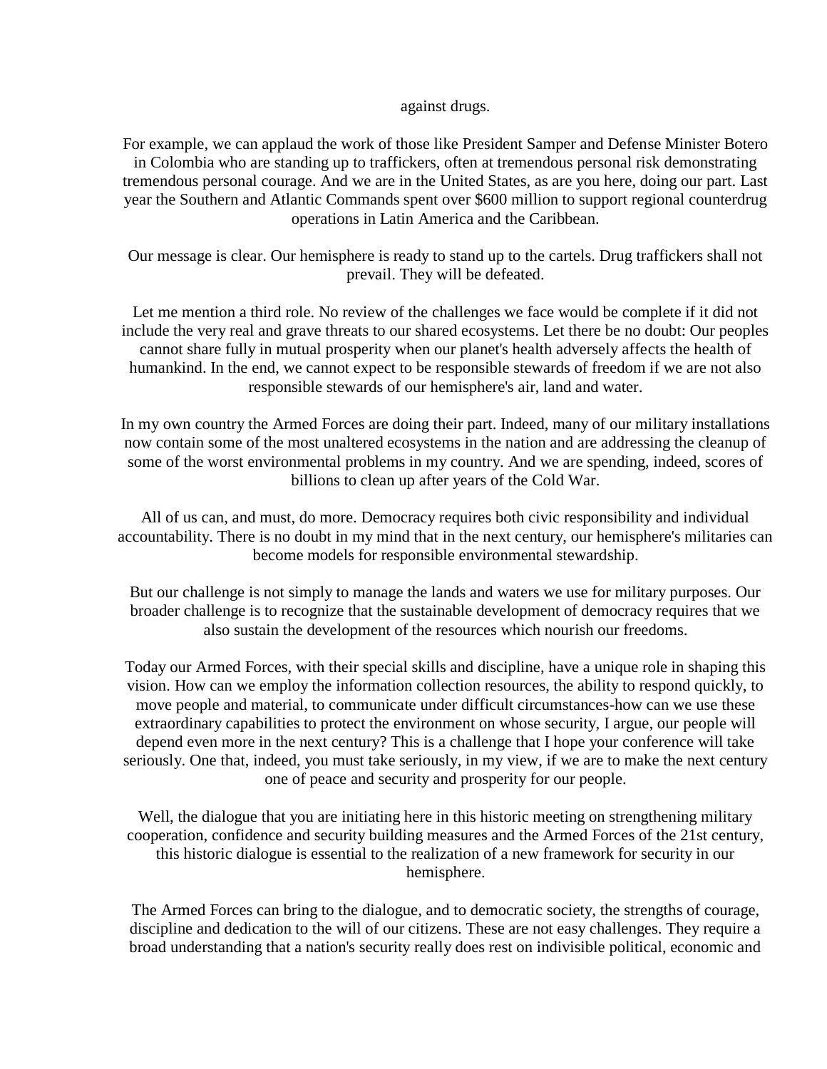against drugs.

For example, we can applaud the work of those like President Samper and Defense Minister Botero in Colombia who are standing up to traffickers, often at tremendous personal risk demonstrating tremendous personal courage. And we are in the United States, as are you here, doing our part. Last year the Southern and Atlantic Commands spent over $600 million to support regional counterdrug operations in Latin America and the Caribbean.

Our message is clear. Our hemisphere is ready to stand up to the cartels. Drug traffickers shall not prevail. They will be defeated.

Let me mention a third role. No review of the challenges we face would be complete if it did not include the very real and grave threats to our shared ecosystems. Let there be no doubt: Our peoples cannot share fully in mutual prosperity when our planet's health adversely affects the health of humankind. In the end, we cannot expect to be responsible stewards of freedom if we are not also responsible stewards of our hemisphere's air, land and water.

In my own country the Armed Forces are doing their part. Indeed, many of our military installations now contain some of the most unaltered ecosystems in the nation and are addressing the cleanup of some of the worst environmental problems in my country. And we are spending, indeed, scores of billions to clean up after years of the Cold War.

All of us can, and must, do more. Democracy requires both civic responsibility and individual accountability. There is no doubt in my mind that in the next century, our hemisphere's militaries can become models for responsible environmental stewardship.

But our challenge is not simply to manage the lands and waters we use for military purposes. Our broader challenge is to recognize that the sustainable development of democracy requires that we also sustain the development of the resources which nourish our freedoms.

Today our Armed Forces, with their special skills and discipline, have a unique role in shaping this vision. How can we employ the information collection resources, the ability to respond quickly, to move people and material, to communicate under difficult circumstances-how can we use these extraordinary capabilities to protect the environment on whose security, I argue, our people will depend even more in the next century? This is a challenge that I hope your conference will take seriously. One that, indeed, you must take seriously, in my view, if we are to make the next century one of peace and security and prosperity for our people.

Well, the dialogue that you are initiating here in this historic meeting on strengthening military cooperation, confidence and security building measures and the Armed Forces of the 21st century, this historic dialogue is essential to the realization of a new framework for security in our hemisphere.

The Armed Forces can bring to the dialogue, and to democratic society, the strengths of courage, discipline and dedication to the will of our citizens. These are not easy challenges. They require a broad understanding that a nation's security really does rest on indivisible political, economic and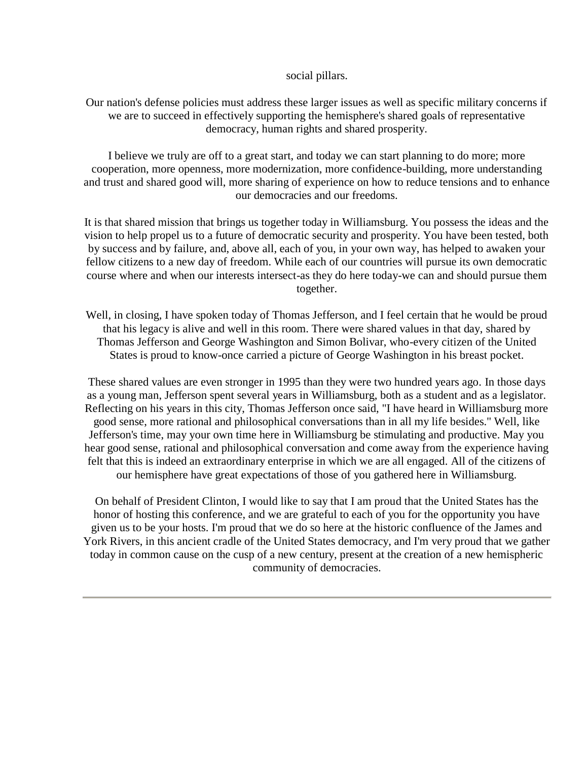social pillars.

Our nation's defense policies must address these larger issues as well as specific military concerns if we are to succeed in effectively supporting the hemisphere's shared goals of representative democracy, human rights and shared prosperity.

I believe we truly are off to a great start, and today we can start planning to do more; more cooperation, more openness, more modernization, more confidence-building, more understanding and trust and shared good will, more sharing of experience on how to reduce tensions and to enhance our democracies and our freedoms.

It is that shared mission that brings us together today in Williamsburg. You possess the ideas and the vision to help propel us to a future of democratic security and prosperity. You have been tested, both by success and by failure, and, above all, each of you, in your own way, has helped to awaken your fellow citizens to a new day of freedom. While each of our countries will pursue its own democratic course where and when our interests intersect-as they do here today-we can and should pursue them together.

Well, in closing, I have spoken today of Thomas Jefferson, and I feel certain that he would be proud that his legacy is alive and well in this room. There were shared values in that day, shared by Thomas Jefferson and George Washington and Simon Bolivar, who-every citizen of the United States is proud to know-once carried a picture of George Washington in his breast pocket.

These shared values are even stronger in 1995 than they were two hundred years ago. In those days as a young man, Jefferson spent several years in Williamsburg, both as a student and as a legislator. Reflecting on his years in this city, Thomas Jefferson once said, "I have heard in Williamsburg more good sense, more rational and philosophical conversations than in all my life besides." Well, like Jefferson's time, may your own time here in Williamsburg be stimulating and productive. May you hear good sense, rational and philosophical conversation and come away from the experience having felt that this is indeed an extraordinary enterprise in which we are all engaged. All of the citizens of our hemisphere have great expectations of those of you gathered here in Williamsburg.

On behalf of President Clinton, I would like to say that I am proud that the United States has the honor of hosting this conference, and we are grateful to each of you for the opportunity you have given us to be your hosts. I'm proud that we do so here at the historic confluence of the James and York Rivers, in this ancient cradle of the United States democracy, and I'm very proud that we gather today in common cause on the cusp of a new century, present at the creation of a new hemispheric community of democracies.

---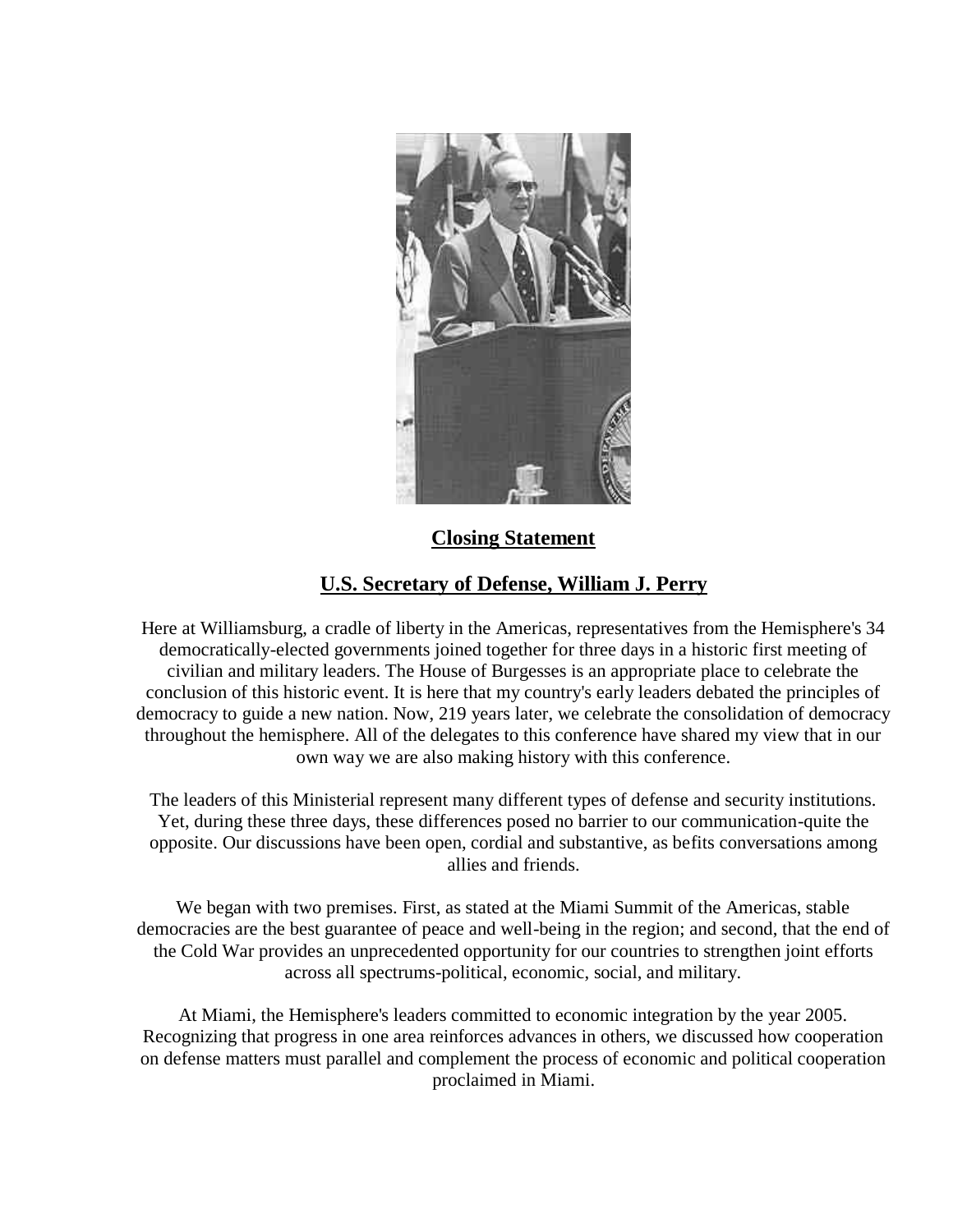## Closing Statement

## U.S. Secretary of Defense, William J. Perry

Here at Williamsburg, a cradle of liberty in the Americas, representatives from the Hemisphere's 34 democratically-elected governments joined together for three days in a historic first meeting of civilian and military leaders. The House of Burgesses is an appropriate place to celebrate the conclusion of this historic event. It is here that my country's early leaders debated the principles of democracy to guide a new nation. Now, 219 years later, we celebrate the consolidation of democracy throughout the hemisphere. All of the delegates to this conference have shared my view that in our own way we are also making history with this conference.

The leaders of this Ministerial represent many different types of defense and security institutions. Yet, during these three days, these differences posed no barrier to our communication-quite the opposite. Our discussions have been open, cordial and substantive, as befits conversations among allies and friends.

We began with two premises. First, as stated at the Miami Summit of the Americas, stable democracies are the best guarantee of peace and well-being in the region; and second, that the end of the Cold War provides an unprecedented opportunity for our countries to strengthen joint efforts across all spectrums-political, economic, social, and military.

At Miami, the Hemisphere's leaders committed to economic integration by the year 2005. Recognizing that progress in one area reinforces advances in others, we discussed how cooperation on defense matters must parallel and complement the process of economic and political cooperation proclaimed in Miami.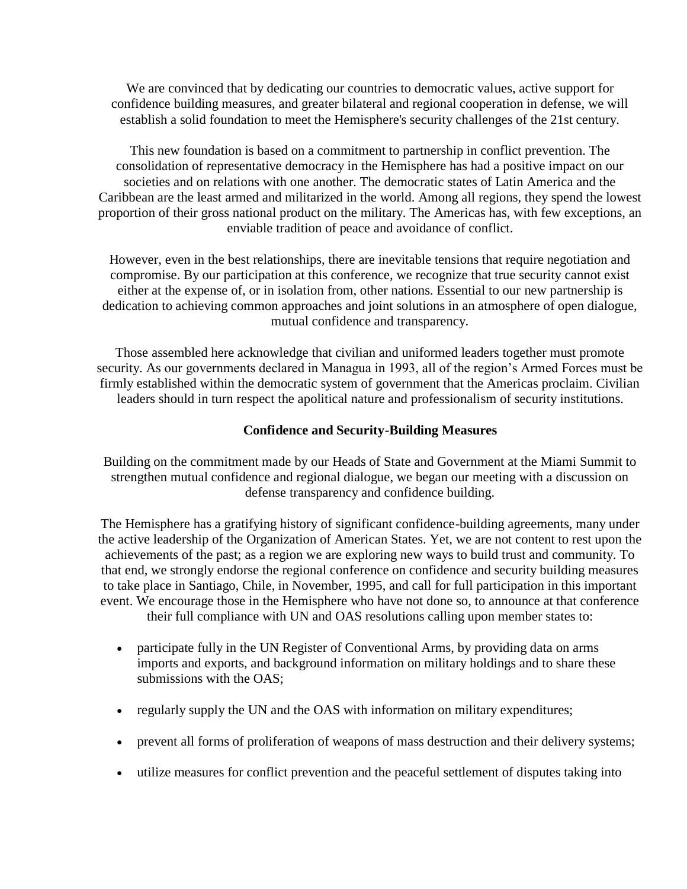We are convinced that by dedicating our countries to democratic values, active support for confidence building measures, and greater bilateral and regional cooperation in defense, we will establish a solid foundation to meet the Hemisphere's security challenges of the 21st century.

This new foundation is based on a commitment to partnership in conflict prevention. The consolidation of representative democracy in the Hemisphere has had a positive impact on our societies and on relations with one another. The democratic states of Latin America and the Caribbean are the least armed and militarized in the world. Among all regions, they spend the lowest proportion of their gross national product on the military. The Americas has, with few exceptions, an enviable tradition of peace and avoidance of conflict.

However, even in the best relationships, there are inevitable tensions that require negotiation and compromise. By our participation at this conference, we recognize that true security cannot exist either at the expense of, or in isolation from, other nations. Essential to our new partnership is dedication to achieving common approaches and joint solutions in an atmosphere of open dialogue, mutual confidence and transparency.

Those assembled here acknowledge that civilian and uniformed leaders together must promote security. As our governments declared in Managua in 1993, all of the region's Armed Forces must be firmly established within the democratic system of government that the Americas proclaim. Civilian leaders should in turn respect the apolitical nature and professionalism of security institutions.

**Confidence and Security-Building Measures**

Building on the commitment made by our Heads of State and Government at the Miami Summit to strengthen mutual confidence and regional dialogue, we began our meeting with a discussion on defense transparency and confidence building.

The Hemisphere has a gratifying history of significant confidence-building agreements, many under the active leadership of the Organization of American States. Yet, we are not content to rest upon the achievements of the past; as a region we are exploring new ways to build trust and community. To that end, we strongly endorse the regional conference on confidence and security building measures to take place in Santiago, Chile, in November, 1995, and call for full participation in this important event. We encourage those in the Hemisphere who have not done so, to announce at that conference their full compliance with UN and OAS resolutions calling upon member states to:

- participate fully in the UN Register of Conventional Arms, by providing data on arms imports and exports, and background information on military holdings and to share these submissions with the OAS;
- regularly supply the UN and the OAS with information on military expenditures;
- prevent all forms of proliferation of weapons of mass destruction and their delivery systems;
- utilize measures for conflict prevention and the peaceful settlement of disputes taking into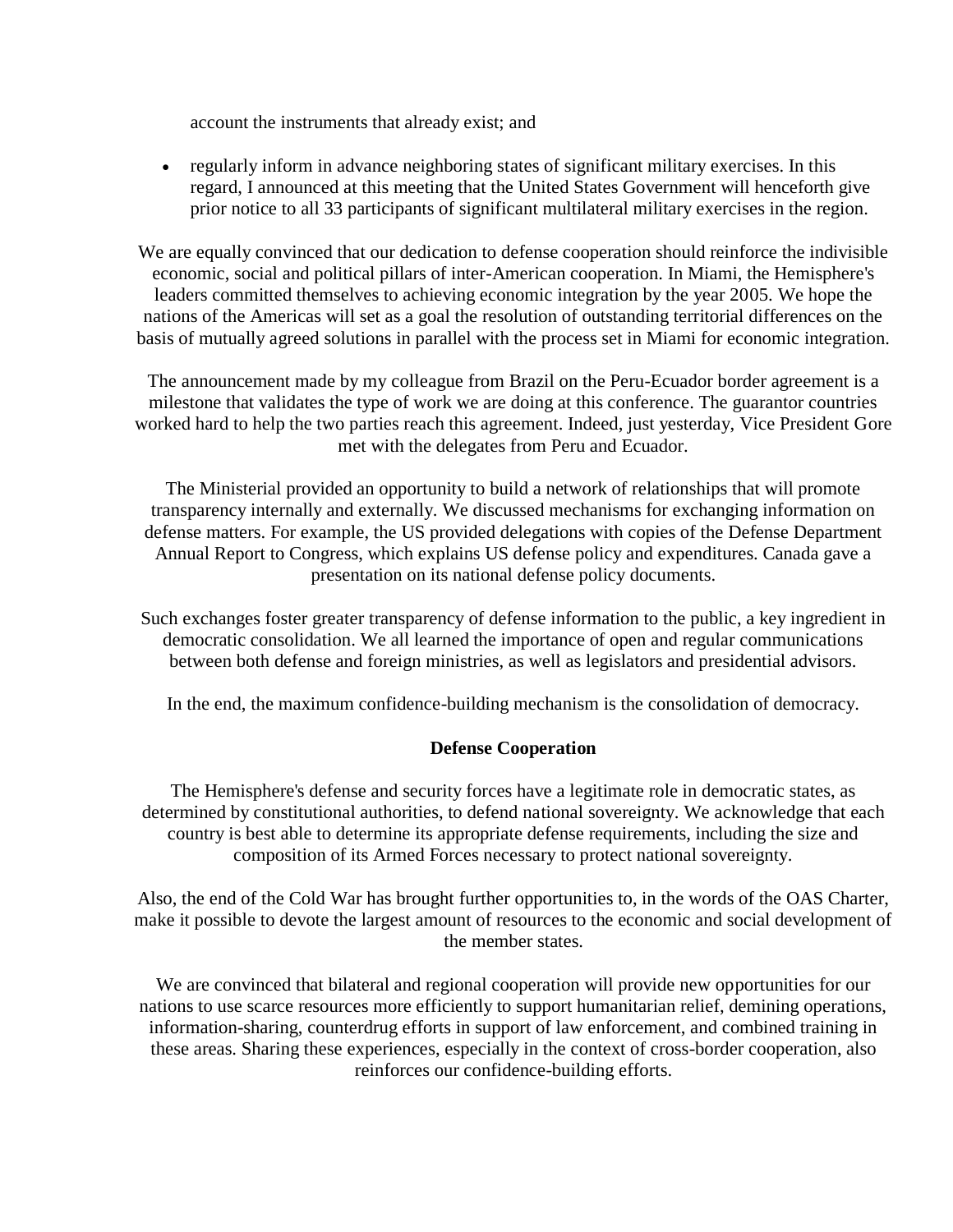account the instruments that already exist; and

- regularly inform in advance neighboring states of significant military exercises. In this regard, I announced at this meeting that the United States Government will henceforth give prior notice to all 33 participants of significant multilateral military exercises in the region.

We are equally convinced that our dedication to defense cooperation should reinforce the indivisible economic, social and political pillars of inter-American cooperation. In Miami, the Hemisphere's leaders committed themselves to achieving economic integration by the year 2005. We hope the nations of the Americas will set as a goal the resolution of outstanding territorial differences on the basis of mutually agreed solutions in parallel with the process set in Miami for economic integration.

The announcement made by my colleague from Brazil on the Peru-Ecuador border agreement is a milestone that validates the type of work we are doing at this conference. The guarantor countries worked hard to help the two parties reach this agreement. Indeed, just yesterday, Vice President Gore met with the delegates from Peru and Ecuador.

The Ministerial provided an opportunity to build a network of relationships that will promote transparency internally and externally. We discussed mechanisms for exchanging information on defense matters. For example, the US provided delegations with copies of the Defense Department Annual Report to Congress, which explains US defense policy and expenditures. Canada gave a presentation on its national defense policy documents.

Such exchanges foster greater transparency of defense information to the public, a key ingredient in democratic consolidation. We all learned the importance of open and regular communications between both defense and foreign ministries, as well as legislators and presidential advisors.

In the end, the maximum confidence-building mechanism is the consolidation of democracy.

**Defense Cooperation**

The Hemisphere's defense and security forces have a legitimate role in democratic states, as determined by constitutional authorities, to defend national sovereignty. We acknowledge that each country is best able to determine its appropriate defense requirements, including the size and composition of its Armed Forces necessary to protect national sovereignty.

Also, the end of the Cold War has brought further opportunities to, in the words of the OAS Charter, make it possible to devote the largest amount of resources to the economic and social development of the member states.

We are convinced that bilateral and regional cooperation will provide new opportunities for our nations to use scarce resources more efficiently to support humanitarian relief, demining operations, information-sharing, counterdrug efforts in support of law enforcement, and combined training in these areas. Sharing these experiences, especially in the context of cross-border cooperation, also reinforces our confidence-building efforts.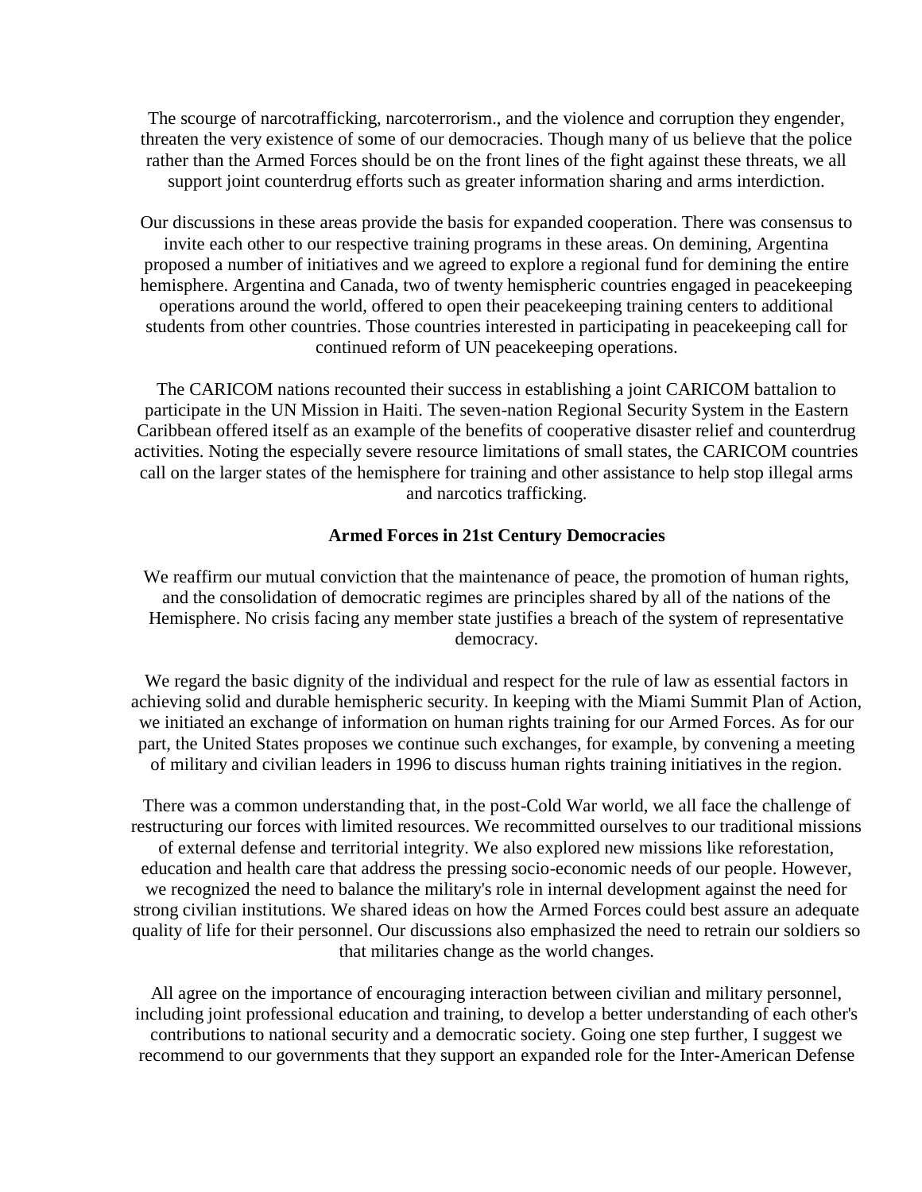The scourge of narcotrafficking, narcoterrorism., and the violence and corruption they engender, threaten the very existence of some of our democracies. Though many of us believe that the police rather than the Armed Forces should be on the front lines of the fight against these threats, we all support joint counterdrug efforts such as greater information sharing and arms interdiction.

Our discussions in these areas provide the basis for expanded cooperation. There was consensus to invite each other to our respective training programs in these areas. On demining, Argentina proposed a number of initiatives and we agreed to explore a regional fund for demining the entire hemisphere. Argentina and Canada, two of twenty hemispheric countries engaged in peacekeeping operations around the world, offered to open their peacekeeping training centers to additional students from other countries. Those countries interested in participating in peacekeeping call for continued reform of UN peacekeeping operations.

The CARICOM nations recounted their success in establishing a joint CARICOM battalion to participate in the UN Mission in Haiti. The seven-nation Regional Security System in the Eastern Caribbean offered itself as an example of the benefits of cooperative disaster relief and counterdrug activities. Noting the especially severe resource limitations of small states, the CARICOM countries call on the larger states of the hemisphere for training and other assistance to help stop illegal arms and narcotics trafficking.

**Armed Forces in 21st Century Democracies**

We reaffirm our mutual conviction that the maintenance of peace, the promotion of human rights, and the consolidation of democratic regimes are principles shared by all of the nations of the Hemisphere. No crisis facing any member state justifies a breach of the system of representative democracy.

We regard the basic dignity of the individual and respect for the rule of law as essential factors in achieving solid and durable hemispheric security. In keeping with the Miami Summit Plan of Action, we initiated an exchange of information on human rights training for our Armed Forces. As for our part, the United States proposes we continue such exchanges, for example, by convening a meeting of military and civilian leaders in 1996 to discuss human rights training initiatives in the region.

There was a common understanding that, in the post-Cold War world, we all face the challenge of restructuring our forces with limited resources. We recommitted ourselves to our traditional missions of external defense and territorial integrity. We also explored new missions like reforestation, education and health care that address the pressing socio-economic needs of our people. However, we recognized the need to balance the military's role in internal development against the need for strong civilian institutions. We shared ideas on how the Armed Forces could best assure an adequate quality of life for their personnel. Our discussions also emphasized the need to retrain our soldiers so that militaries change as the world changes.

All agree on the importance of encouraging interaction between civilian and military personnel, including joint professional education and training, to develop a better understanding of each other's contributions to national security and a democratic society. Going one step further, I suggest we recommend to our governments that they support an expanded role for the Inter-American Defense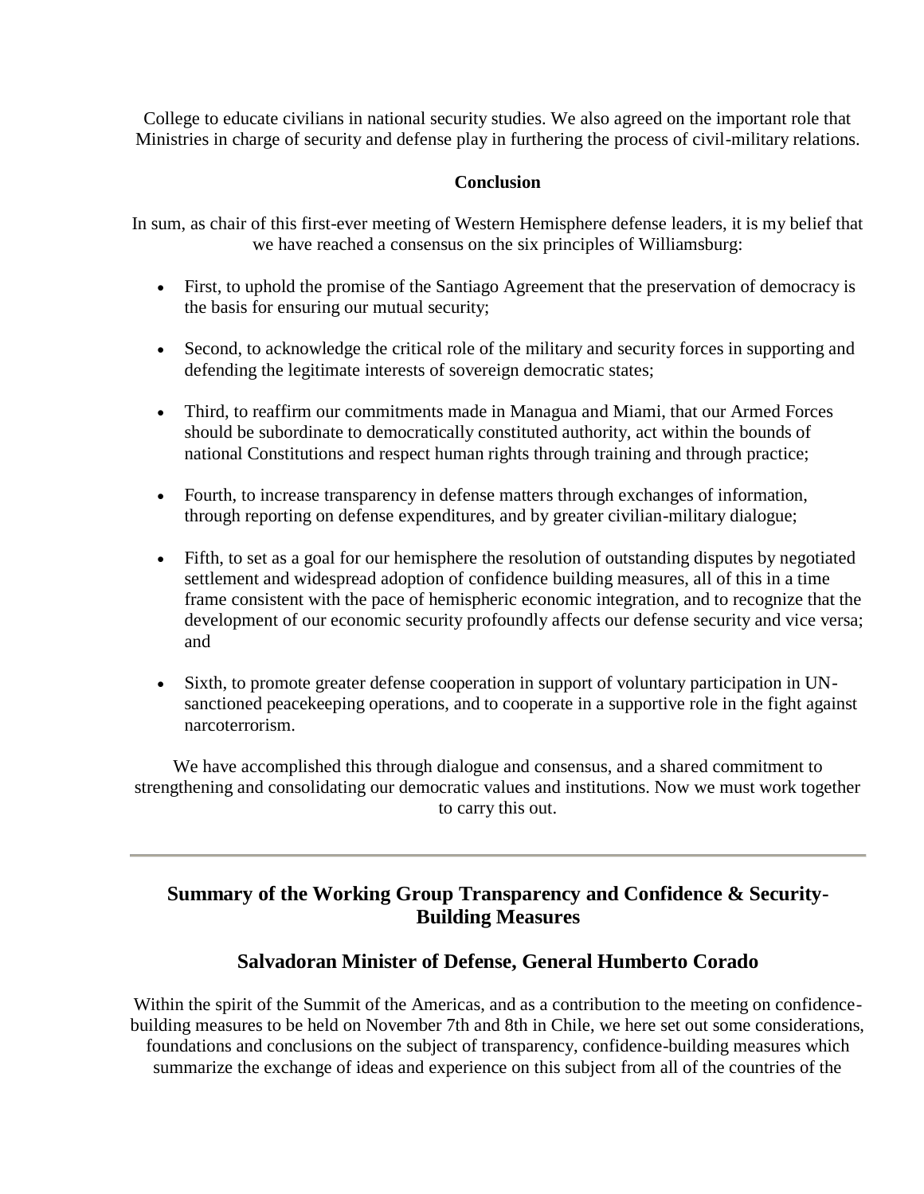College to educate civilians in national security studies. We also agreed on the important role that Ministries in charge of security and defense play in furthering the process of civil-military relations.

**Conclusion**

In sum, as chair of this first-ever meeting of Western Hemisphere defense leaders, it is my belief that we have reached a consensus on the six principles of Williamsburg:

- First, to uphold the promise of the Santiago Agreement that the preservation of democracy is the basis for ensuring our mutual security;
- Second, to acknowledge the critical role of the military and security forces in supporting and defending the legitimate interests of sovereign democratic states;
- Third, to reaffirm our commitments made in Managua and Miami, that our Armed Forces should be subordinate to democratically constituted authority, act within the bounds of national Constitutions and respect human rights through training and through practice;
- Fourth, to increase transparency in defense matters through exchanges of information, through reporting on defense expenditures, and by greater civilian-military dialogue;
- Fifth, to set as a goal for our hemisphere the resolution of outstanding disputes by negotiated settlement and widespread adoption of confidence building measures, all of this in a time frame consistent with the pace of hemispheric economic integration, and to recognize that the development of our economic security profoundly affects our defense security and vice versa; and
- Sixth, to promote greater defense cooperation in support of voluntary participation in UN-sanctioned peacekeeping operations, and to cooperate in a supportive role in the fight against narcoterrorism.

We have accomplished this through dialogue and consensus, and a shared commitment to strengthening and consolidating our democratic values and institutions. Now we must work together to carry this out.

---

## Summary of the Working Group Transparency and Confidence & Security-Building Measures

## Salvadoran Minister of Defense, General Humberto Corado

Within the spirit of the Summit of the Americas, and as a contribution to the meeting on confidence-building measures to be held on November 7th and 8th in Chile, we here set out some considerations, foundations and conclusions on the subject of transparency, confidence-building measures which summarize the exchange of ideas and experience on this subject from all of the countries of the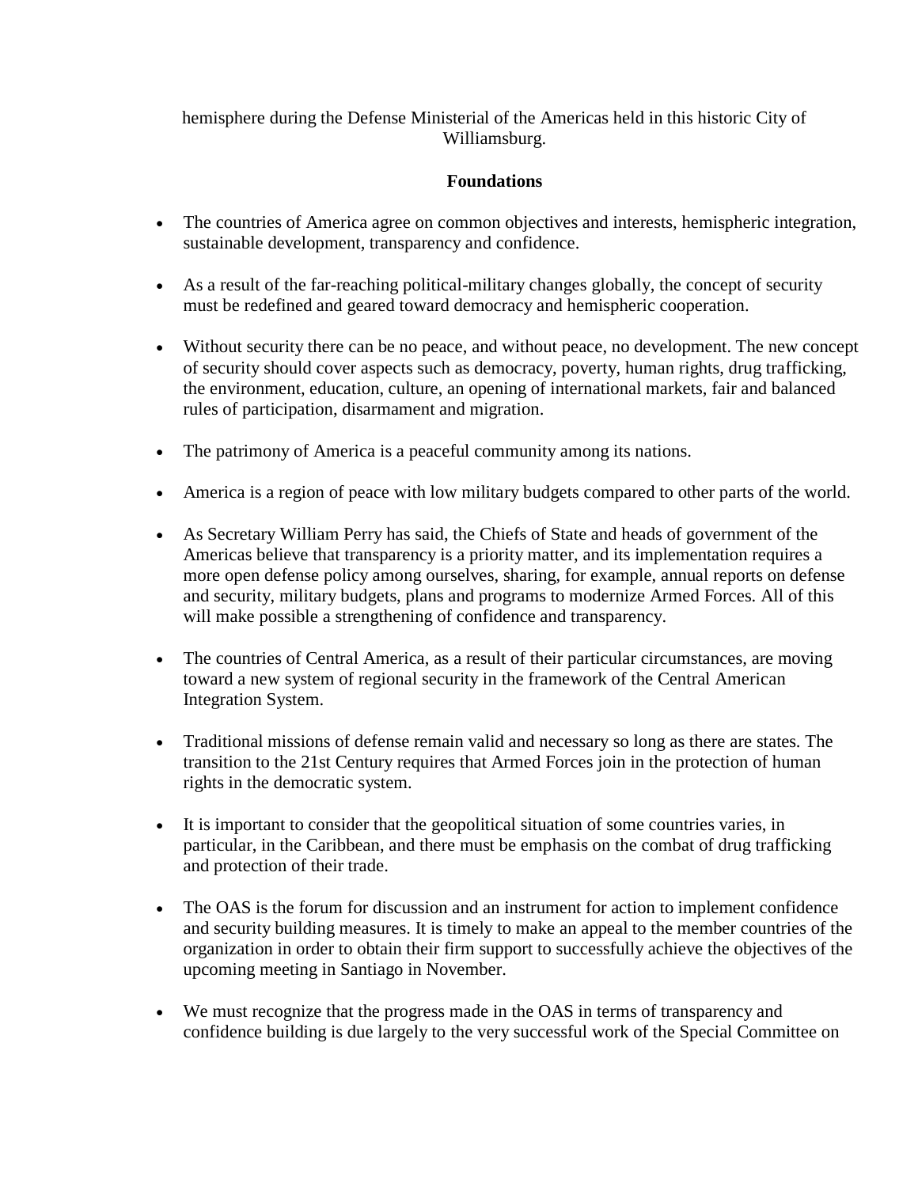hemisphere during the Defense Ministerial of the Americas held in this historic City of Williamsburg.

**Foundations**

- The countries of America agree on common objectives and interests, hemispheric integration, sustainable development, transparency and confidence.

- As a result of the far-reaching political-military changes globally, the concept of security must be redefined and geared toward democracy and hemispheric cooperation.

- Without security there can be no peace, and without peace, no development. The new concept of security should cover aspects such as democracy, poverty, human rights, drug trafficking, the environment, education, culture, an opening of international markets, fair and balanced rules of participation, disarmament and migration.

- The patrimony of America is a peaceful community among its nations.

- America is a region of peace with low military budgets compared to other parts of the world.

- As Secretary William Perry has said, the Chiefs of State and heads of government of the Americas believe that transparency is a priority matter, and its implementation requires a more open defense policy among ourselves, sharing, for example, annual reports on defense and security, military budgets, plans and programs to modernize Armed Forces. All of this will make possible a strengthening of confidence and transparency.

- The countries of Central America, as a result of their particular circumstances, are moving toward a new system of regional security in the framework of the Central American Integration System.

- Traditional missions of defense remain valid and necessary so long as there are states. The transition to the 21st Century requires that Armed Forces join in the protection of human rights in the democratic system.

- It is important to consider that the geopolitical situation of some countries varies, in particular, in the Caribbean, and there must be emphasis on the combat of drug trafficking and protection of their trade.

- The OAS is the forum for discussion and an instrument for action to implement confidence and security building measures. It is timely to make an appeal to the member countries of the organization in order to obtain their firm support to successfully achieve the objectives of the upcoming meeting in Santiago in November.

- We must recognize that the progress made in the OAS in terms of transparency and confidence building is due largely to the very successful work of the Special Committee on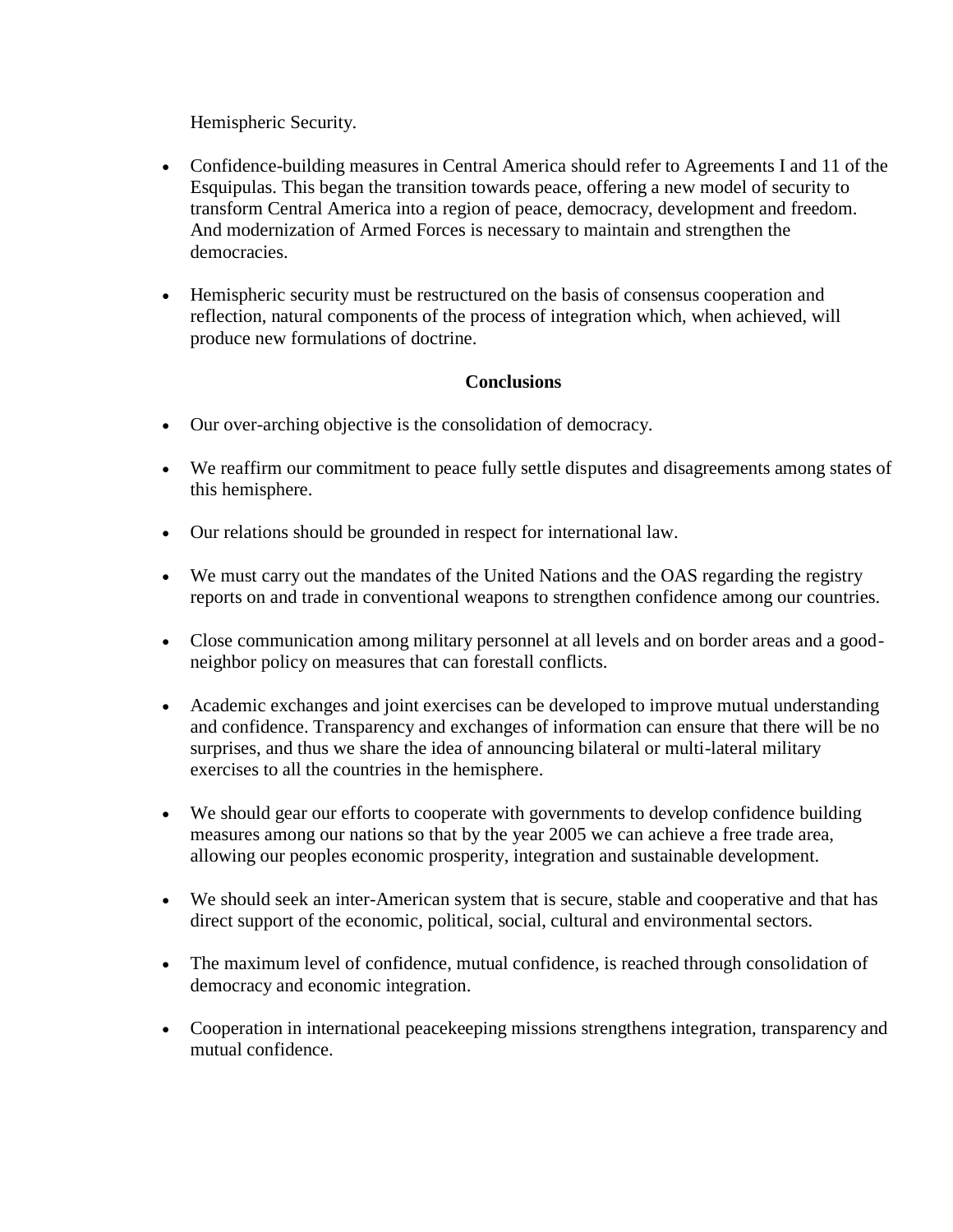Hemispheric Security.

- Confidence-building measures in Central America should refer to Agreements I and 11 of the Esquipulas. This began the transition towards peace, offering a new model of security to transform Central America into a region of peace, democracy, development and freedom. And modernization of Armed Forces is necessary to maintain and strengthen the democracies.

- Hemispheric security must be restructured on the basis of consensus cooperation and reflection, natural components of the process of integration which, when achieved, will produce new formulations of doctrine.

**Conclusions**

- Our over-arching objective is the consolidation of democracy.

- We reaffirm our commitment to peace fully settle disputes and disagreements among states of this hemisphere.

- Our relations should be grounded in respect for international law.

- We must carry out the mandates of the United Nations and the OAS regarding the registry reports on and trade in conventional weapons to strengthen confidence among our countries.

- Close communication among military personnel at all levels and on border areas and a good-neighbor policy on measures that can forestall conflicts.

- Academic exchanges and joint exercises can be developed to improve mutual understanding and confidence. Transparency and exchanges of information can ensure that there will be no surprises, and thus we share the idea of announcing bilateral or multi-lateral military exercises to all the countries in the hemisphere.

- We should gear our efforts to cooperate with governments to develop confidence building measures among our nations so that by the year 2005 we can achieve a free trade area, allowing our peoples economic prosperity, integration and sustainable development.

- We should seek an inter-American system that is secure, stable and cooperative and that has direct support of the economic, political, social, cultural and environmental sectors.

- The maximum level of confidence, mutual confidence, is reached through consolidation of democracy and economic integration.

- Cooperation in international peacekeeping missions strengthens integration, transparency and mutual confidence.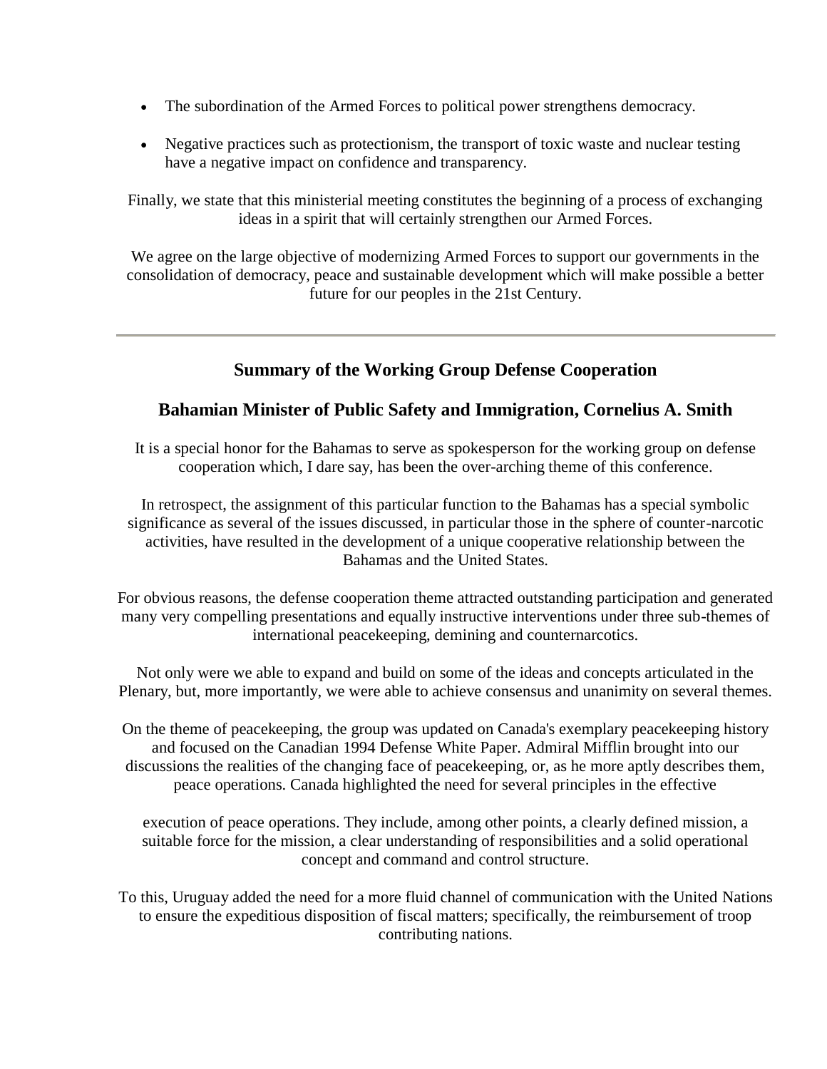- The subordination of the Armed Forces to political power strengthens democracy.
- Negative practices such as protectionism, the transport of toxic waste and nuclear testing have a negative impact on confidence and transparency.

Finally, we state that this ministerial meeting constitutes the beginning of a process of exchanging ideas in a spirit that will certainly strengthen our Armed Forces.

We agree on the large objective of modernizing Armed Forces to support our governments in the consolidation of democracy, peace and sustainable development which will make possible a better future for our peoples in the 21st Century.

---

## Summary of the Working Group Defense Cooperation

## Bahamian Minister of Public Safety and Immigration, Cornelius A. Smith

It is a special honor for the Bahamas to serve as spokesperson for the working group on defense cooperation which, I dare say, has been the over-arching theme of this conference.

In retrospect, the assignment of this particular function to the Bahamas has a special symbolic significance as several of the issues discussed, in particular those in the sphere of counter-narcotic activities, have resulted in the development of a unique cooperative relationship between the Bahamas and the United States.

For obvious reasons, the defense cooperation theme attracted outstanding participation and generated many very compelling presentations and equally instructive interventions under three sub-themes of international peacekeeping, demining and counternarcotics.

Not only were we able to expand and build on some of the ideas and concepts articulated in the Plenary, but, more importantly, we were able to achieve consensus and unanimity on several themes.

On the theme of peacekeeping, the group was updated on Canada's exemplary peacekeeping history and focused on the Canadian 1994 Defense White Paper. Admiral Mifflin brought into our discussions the realities of the changing face of peacekeeping, or, as he more aptly describes them, peace operations. Canada highlighted the need for several principles in the effective execution of peace operations. They include, among other points, a clearly defined mission, a suitable force for the mission, a clear understanding of responsibilities and a solid operational concept and command and control structure.

To this, Uruguay added the need for a more fluid channel of communication with the United Nations to ensure the expeditious disposition of fiscal matters; specifically, the reimbursement of troop contributing nations.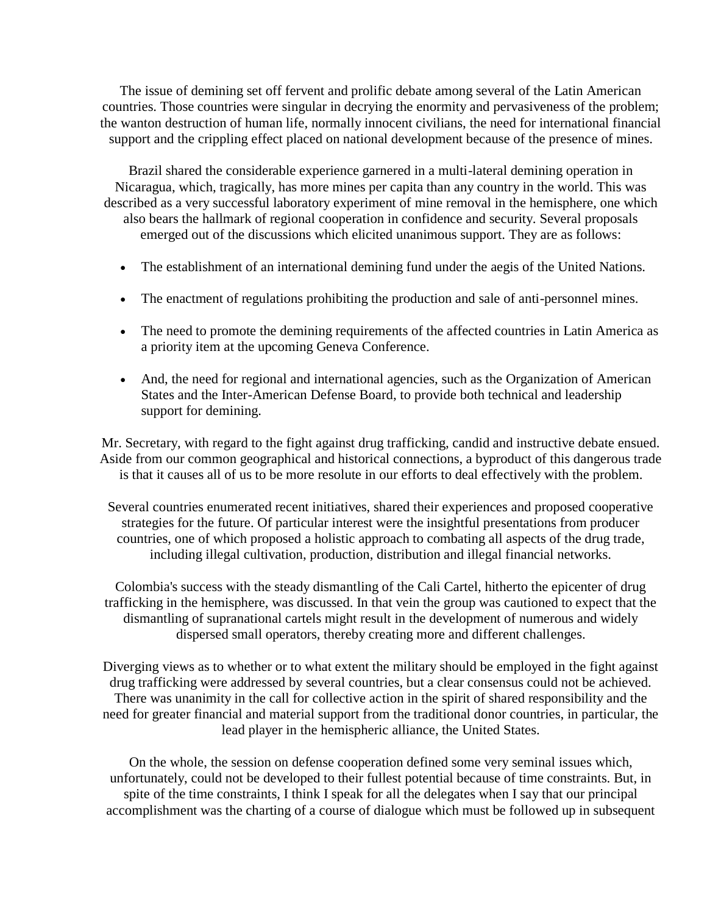The issue of demining set off fervent and prolific debate among several of the Latin American countries. Those countries were singular in decrying the enormity and pervasiveness of the problem; the wanton destruction of human life, normally innocent civilians, the need for international financial support and the crippling effect placed on national development because of the presence of mines.

Brazil shared the considerable experience garnered in a multi-lateral demining operation in Nicaragua, which, tragically, has more mines per capita than any country in the world. This was described as a very successful laboratory experiment of mine removal in the hemisphere, one which also bears the hallmark of regional cooperation in confidence and security. Several proposals emerged out of the discussions which elicited unanimous support. They are as follows:

- The establishment of an international demining fund under the aegis of the United Nations.
- The enactment of regulations prohibiting the production and sale of anti-personnel mines.
- The need to promote the demining requirements of the affected countries in Latin America as a priority item at the upcoming Geneva Conference.
- And, the need for regional and international agencies, such as the Organization of American States and the Inter-American Defense Board, to provide both technical and leadership support for demining.

Mr. Secretary, with regard to the fight against drug trafficking, candid and instructive debate ensued. Aside from our common geographical and historical connections, a byproduct of this dangerous trade is that it causes all of us to be more resolute in our efforts to deal effectively with the problem.

Several countries enumerated recent initiatives, shared their experiences and proposed cooperative strategies for the future. Of particular interest were the insightful presentations from producer countries, one of which proposed a holistic approach to combating all aspects of the drug trade, including illegal cultivation, production, distribution and illegal financial networks.

Colombia's success with the steady dismantling of the Cali Cartel, hitherto the epicenter of drug trafficking in the hemisphere, was discussed. In that vein the group was cautioned to expect that the dismantling of supranational cartels might result in the development of numerous and widely dispersed small operators, thereby creating more and different challenges.

Diverging views as to whether or to what extent the military should be employed in the fight against drug trafficking were addressed by several countries, but a clear consensus could not be achieved. There was unanimity in the call for collective action in the spirit of shared responsibility and the need for greater financial and material support from the traditional donor countries, in particular, the lead player in the hemispheric alliance, the United States.

On the whole, the session on defense cooperation defined some very seminal issues which, unfortunately, could not be developed to their fullest potential because of time constraints. But, in spite of the time constraints, I think I speak for all the delegates when I say that our principal accomplishment was the charting of a course of dialogue which must be followed up in subsequent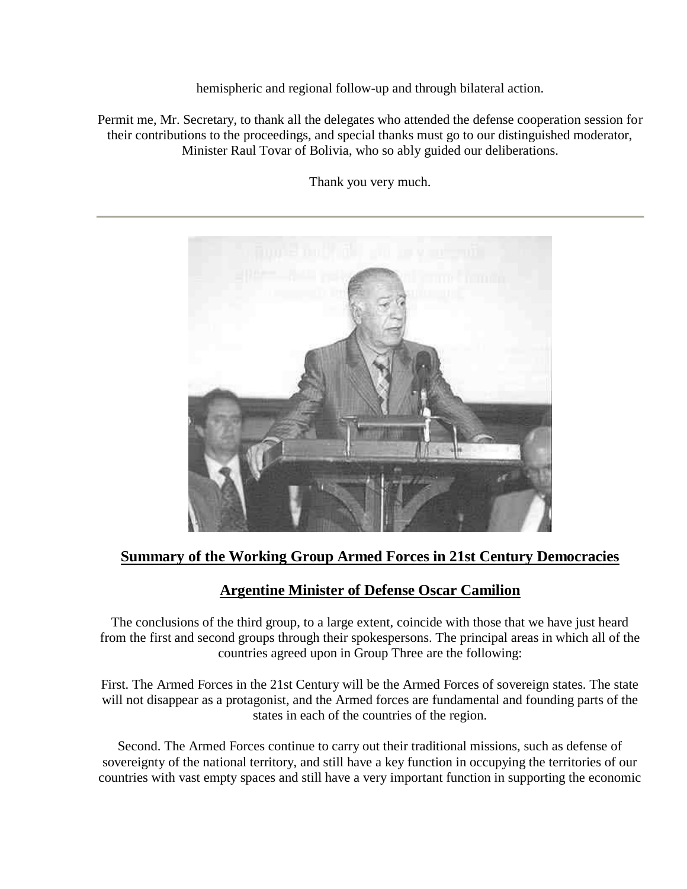hemispheric and regional follow-up and through bilateral action.

Permit me, Mr. Secretary, to thank all the delegates who attended the defense cooperation session for their contributions to the proceedings, and special thanks must go to our distinguished moderator, Minister Raul Tovar of Bolivia, who so ably guided our deliberations.

Thank you very much.

---

## Summary of the Working Group Armed Forces in 21st Century Democracies

## Argentine Minister of Defense Oscar Camilion

The conclusions of the third group, to a large extent, coincide with those that we have just heard from the first and second groups through their spokespersons. The principal areas in which all of the countries agreed upon in Group Three are the following:

First. The Armed Forces in the 21st Century will be the Armed Forces of sovereign states. The state will not disappear as a protagonist, and the Armed forces are fundamental and founding parts of the states in each of the countries of the region.

Second. The Armed Forces continue to carry out their traditional missions, such as defense of sovereignty of the national territory, and still have a key function in occupying the territories of our countries with vast empty spaces and still have a very important function in supporting the economic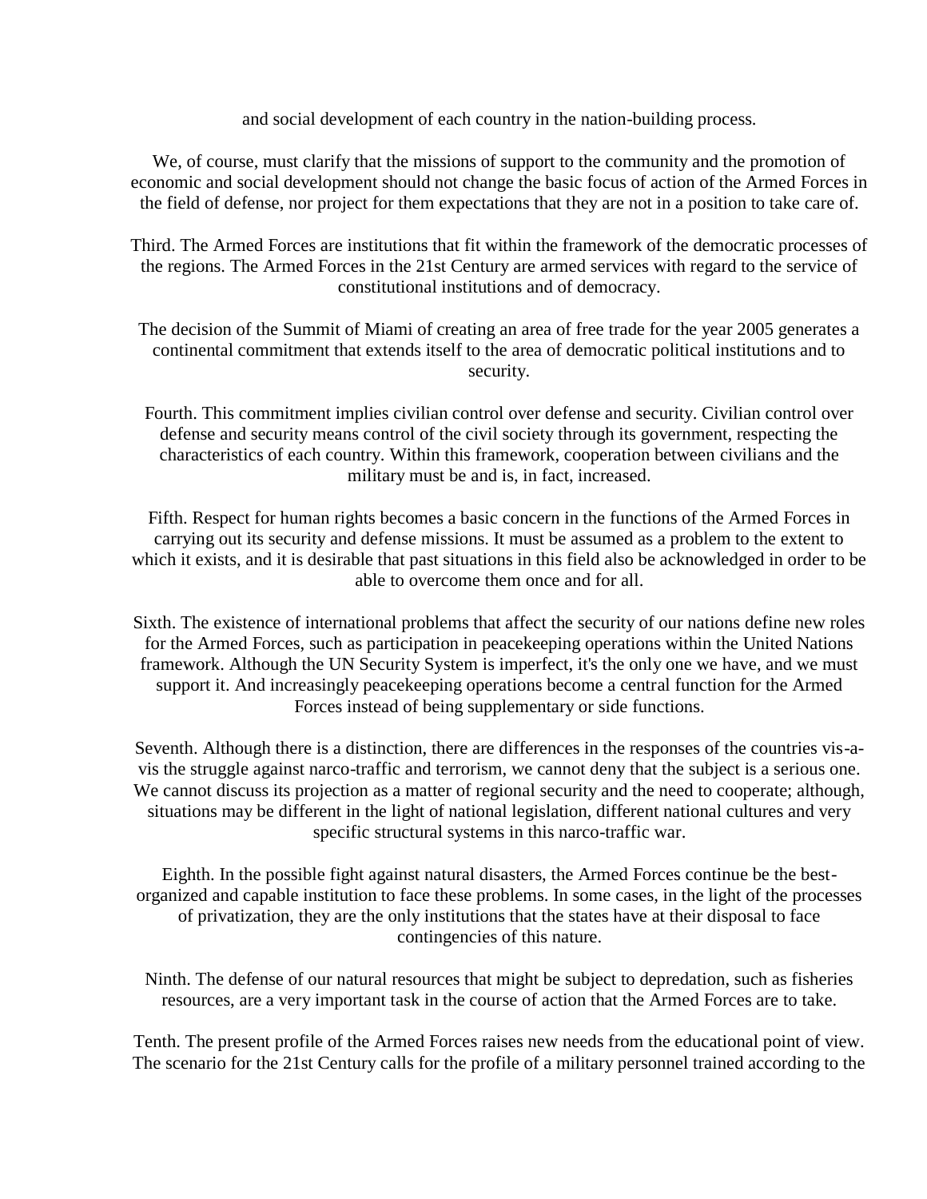and social development of each country in the nation-building process.

We, of course, must clarify that the missions of support to the community and the promotion of economic and social development should not change the basic focus of action of the Armed Forces in the field of defense, nor project for them expectations that they are not in a position to take care of.

Third. The Armed Forces are institutions that fit within the framework of the democratic processes of the regions. The Armed Forces in the 21st Century are armed services with regard to the service of constitutional institutions and of democracy.

The decision of the Summit of Miami of creating an area of free trade for the year 2005 generates a continental commitment that extends itself to the area of democratic political institutions and to security.

Fourth. This commitment implies civilian control over defense and security. Civilian control over defense and security means control of the civil society through its government, respecting the characteristics of each country. Within this framework, cooperation between civilians and the military must be and is, in fact, increased.

Fifth. Respect for human rights becomes a basic concern in the functions of the Armed Forces in carrying out its security and defense missions. It must be assumed as a problem to the extent to which it exists, and it is desirable that past situations in this field also be acknowledged in order to be able to overcome them once and for all.

Sixth. The existence of international problems that affect the security of our nations define new roles for the Armed Forces, such as participation in peacekeeping operations within the United Nations framework. Although the UN Security System is imperfect, it's the only one we have, and we must support it. And increasingly peacekeeping operations become a central function for the Armed Forces instead of being supplementary or side functions.

Seventh. Although there is a distinction, there are differences in the responses of the countries vis-a-vis the struggle against narco-traffic and terrorism, we cannot deny that the subject is a serious one. We cannot discuss its projection as a matter of regional security and the need to cooperate; although, situations may be different in the light of national legislation, different national cultures and very specific structural systems in this narco-traffic war.

Eighth. In the possible fight against natural disasters, the Armed Forces continue be the best-organized and capable institution to face these problems. In some cases, in the light of the processes of privatization, they are the only institutions that the states have at their disposal to face contingencies of this nature.

Ninth. The defense of our natural resources that might be subject to depredation, such as fisheries resources, are a very important task in the course of action that the Armed Forces are to take.

Tenth. The present profile of the Armed Forces raises new needs from the educational point of view. The scenario for the 21st Century calls for the profile of a military personnel trained according to the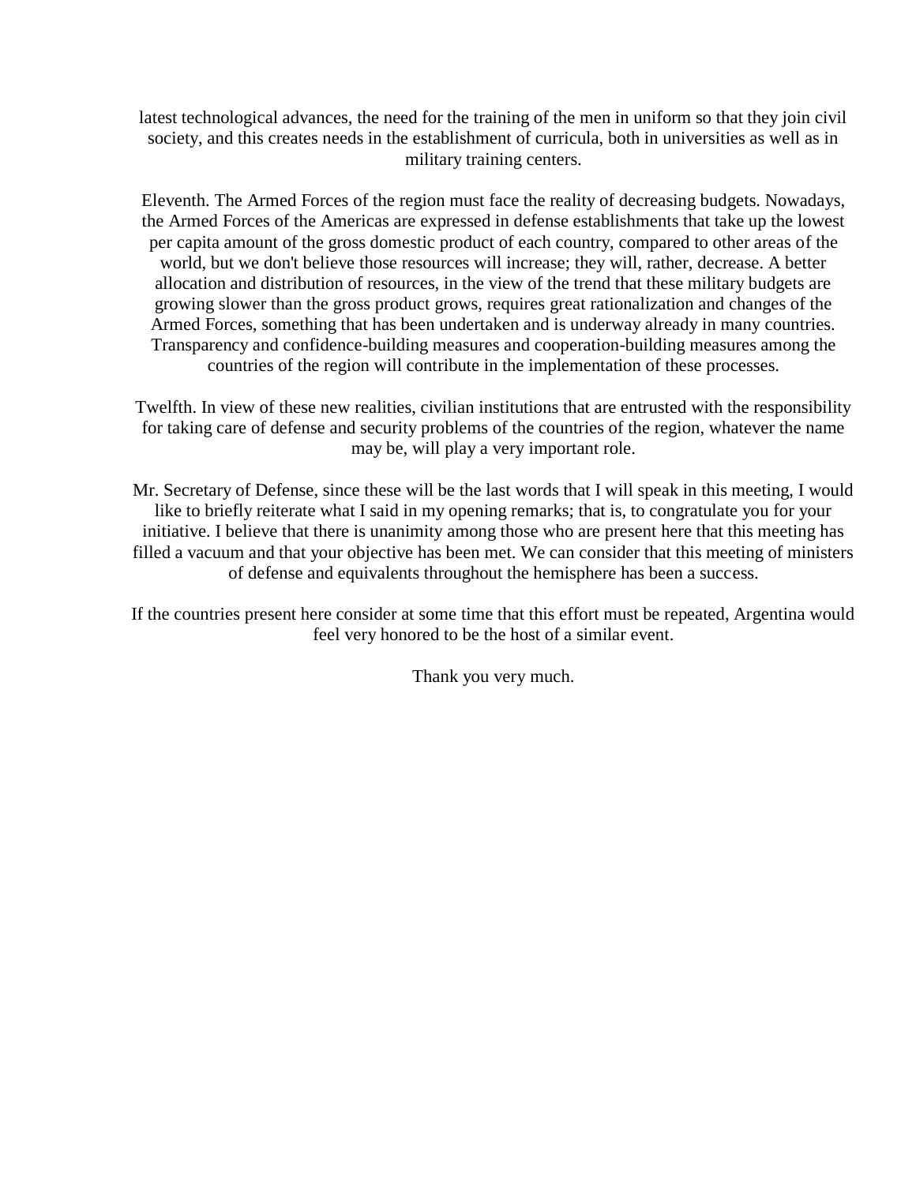latest technological advances, the need for the training of the men in uniform so that they join civil society, and this creates needs in the establishment of curricula, both in universities as well as in military training centers.

Eleventh. The Armed Forces of the region must face the reality of decreasing budgets. Nowadays, the Armed Forces of the Americas are expressed in defense establishments that take up the lowest per capita amount of the gross domestic product of each country, compared to other areas of the world, but we don't believe those resources will increase; they will, rather, decrease. A better allocation and distribution of resources, in the view of the trend that these military budgets are growing slower than the gross product grows, requires great rationalization and changes of the Armed Forces, something that has been undertaken and is underway already in many countries. Transparency and confidence-building measures and cooperation-building measures among the countries of the region will contribute in the implementation of these processes.

Twelfth. In view of these new realities, civilian institutions that are entrusted with the responsibility for taking care of defense and security problems of the countries of the region, whatever the name may be, will play a very important role.

Mr. Secretary of Defense, since these will be the last words that I will speak in this meeting, I would like to briefly reiterate what I said in my opening remarks; that is, to congratulate you for your initiative. I believe that there is unanimity among those who are present here that this meeting has filled a vacuum and that your objective has been met. We can consider that this meeting of ministers of defense and equivalents throughout the hemisphere has been a success.

If the countries present here consider at some time that this effort must be repeated, Argentina would feel very honored to be the host of a similar event.

Thank you very much.